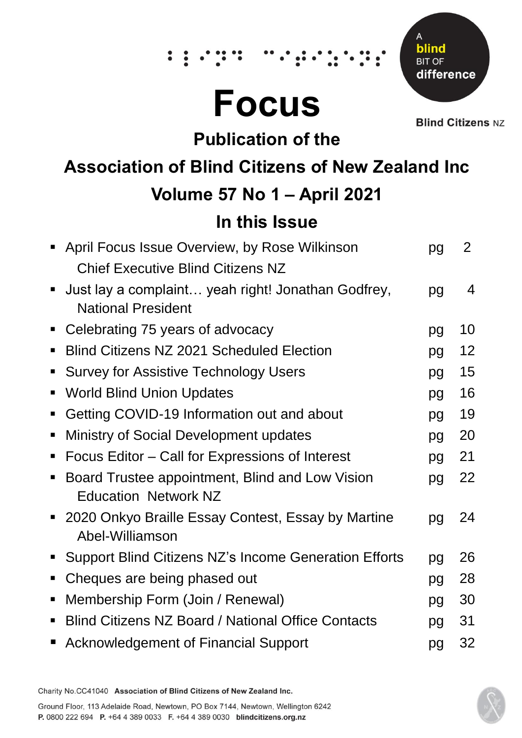# Focus

A blind BIT OF difference

Blind Citizens NZ

## Publication of the

## Association of Blind Citizens of New Zealand Inc

## Volume 57 No 1 – April 2021

## In this Issue

- April Focus Issue Overview, by Rose Wilkinson Chief Executive Blind Citizens NZ — pg 2
- Just lay a complaint… yeah right! Jonathan Godfrey, National President — pg 4
- Celebrating 75 years of advocacy — pg 10
- Blind Citizens NZ 2021 Scheduled Election — pg 12
- Survey for Assistive Technology Users — pg 15
- World Blind Union Updates — pg 16
- Getting COVID-19 Information out and about — pg 19
- Ministry of Social Development updates — pg 20
- Focus Editor – Call for Expressions of Interest — pg 21
- Board Trustee appointment, Blind and Low Vision Education Network NZ — pg 22
- 2020 Onkyo Braille Essay Contest, Essay by Martine Abel-Williamson — pg 24
- Support Blind Citizens NZ's Income Generation Efforts — pg 26
- Cheques are being phased out — pg 28
- Membership Form (Join / Renewal) — pg 30
- Blind Citizens NZ Board / National Office Contacts — pg 31
- Acknowledgement of Financial Support — pg 32

Charity No.CC41040 **Association of Blind Citizens of New Zealand Inc.**

Ground Floor, 113 Adelaide Road, Newtown, PO Box 7144, Newtown, Wellington 6242
**P.** 0800 222 694 **P.** +64 4 389 0033 **F.** +64 4 389 0030 **blindcitizens.org.nz**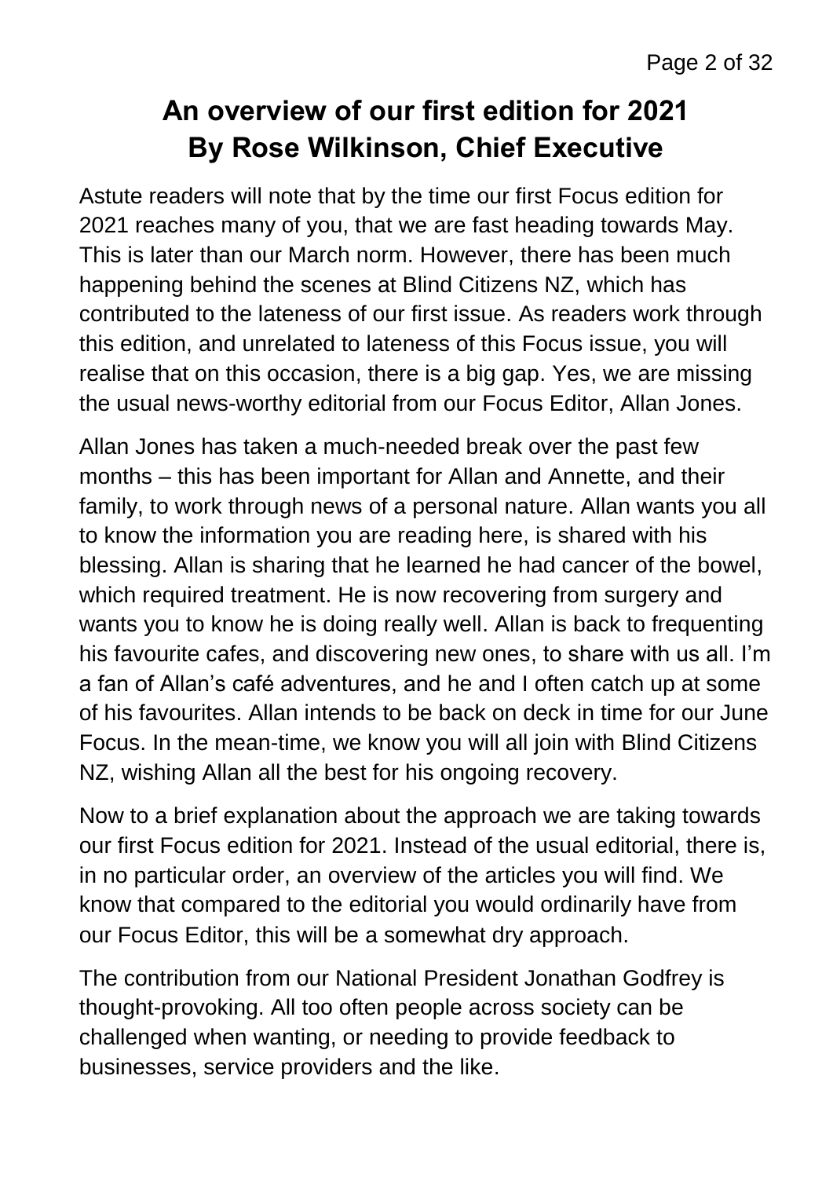# An overview of our first edition for 2021
# By Rose Wilkinson, Chief Executive

Astute readers will note that by the time our first Focus edition for 2021 reaches many of you, that we are fast heading towards May. This is later than our March norm. However, there has been much happening behind the scenes at Blind Citizens NZ, which has contributed to the lateness of our first issue. As readers work through this edition, and unrelated to lateness of this Focus issue, you will realise that on this occasion, there is a big gap. Yes, we are missing the usual news-worthy editorial from our Focus Editor, Allan Jones.

Allan Jones has taken a much-needed break over the past few months – this has been important for Allan and Annette, and their family, to work through news of a personal nature. Allan wants you all to know the information you are reading here, is shared with his blessing. Allan is sharing that he learned he had cancer of the bowel, which required treatment. He is now recovering from surgery and wants you to know he is doing really well. Allan is back to frequenting his favourite cafes, and discovering new ones, to share with us all. I'm a fan of Allan's café adventures, and he and I often catch up at some of his favourites. Allan intends to be back on deck in time for our June Focus. In the mean-time, we know you will all join with Blind Citizens NZ, wishing Allan all the best for his ongoing recovery.

Now to a brief explanation about the approach we are taking towards our first Focus edition for 2021. Instead of the usual editorial, there is, in no particular order, an overview of the articles you will find. We know that compared to the editorial you would ordinarily have from our Focus Editor, this will be a somewhat dry approach.

The contribution from our National President Jonathan Godfrey is thought-provoking. All too often people across society can be challenged when wanting, or needing to provide feedback to businesses, service providers and the like.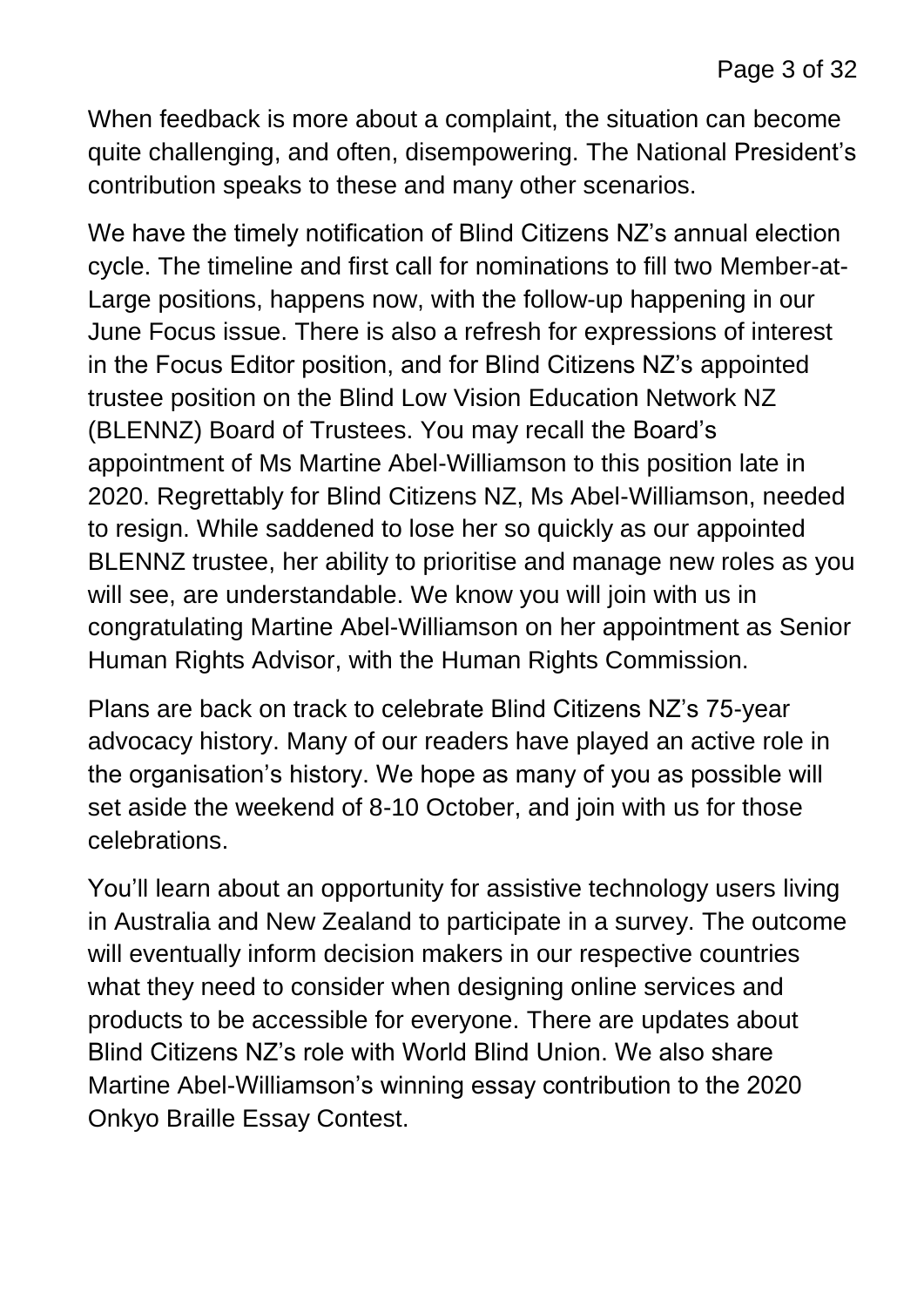When feedback is more about a complaint, the situation can become quite challenging, and often, disempowering. The National President's contribution speaks to these and many other scenarios.

We have the timely notification of Blind Citizens NZ's annual election cycle. The timeline and first call for nominations to fill two Member-at-Large positions, happens now, with the follow-up happening in our June Focus issue. There is also a refresh for expressions of interest in the Focus Editor position, and for Blind Citizens NZ's appointed trustee position on the Blind Low Vision Education Network NZ (BLENNZ) Board of Trustees. You may recall the Board's appointment of Ms Martine Abel-Williamson to this position late in 2020. Regrettably for Blind Citizens NZ, Ms Abel-Williamson, needed to resign. While saddened to lose her so quickly as our appointed BLENNZ trustee, her ability to prioritise and manage new roles as you will see, are understandable. We know you will join with us in congratulating Martine Abel-Williamson on her appointment as Senior Human Rights Advisor, with the Human Rights Commission.

Plans are back on track to celebrate Blind Citizens NZ's 75-year advocacy history. Many of our readers have played an active role in the organisation's history. We hope as many of you as possible will set aside the weekend of 8-10 October, and join with us for those celebrations.

You'll learn about an opportunity for assistive technology users living in Australia and New Zealand to participate in a survey. The outcome will eventually inform decision makers in our respective countries what they need to consider when designing online services and products to be accessible for everyone. There are updates about Blind Citizens NZ's role with World Blind Union. We also share Martine Abel-Williamson's winning essay contribution to the 2020 Onkyo Braille Essay Contest.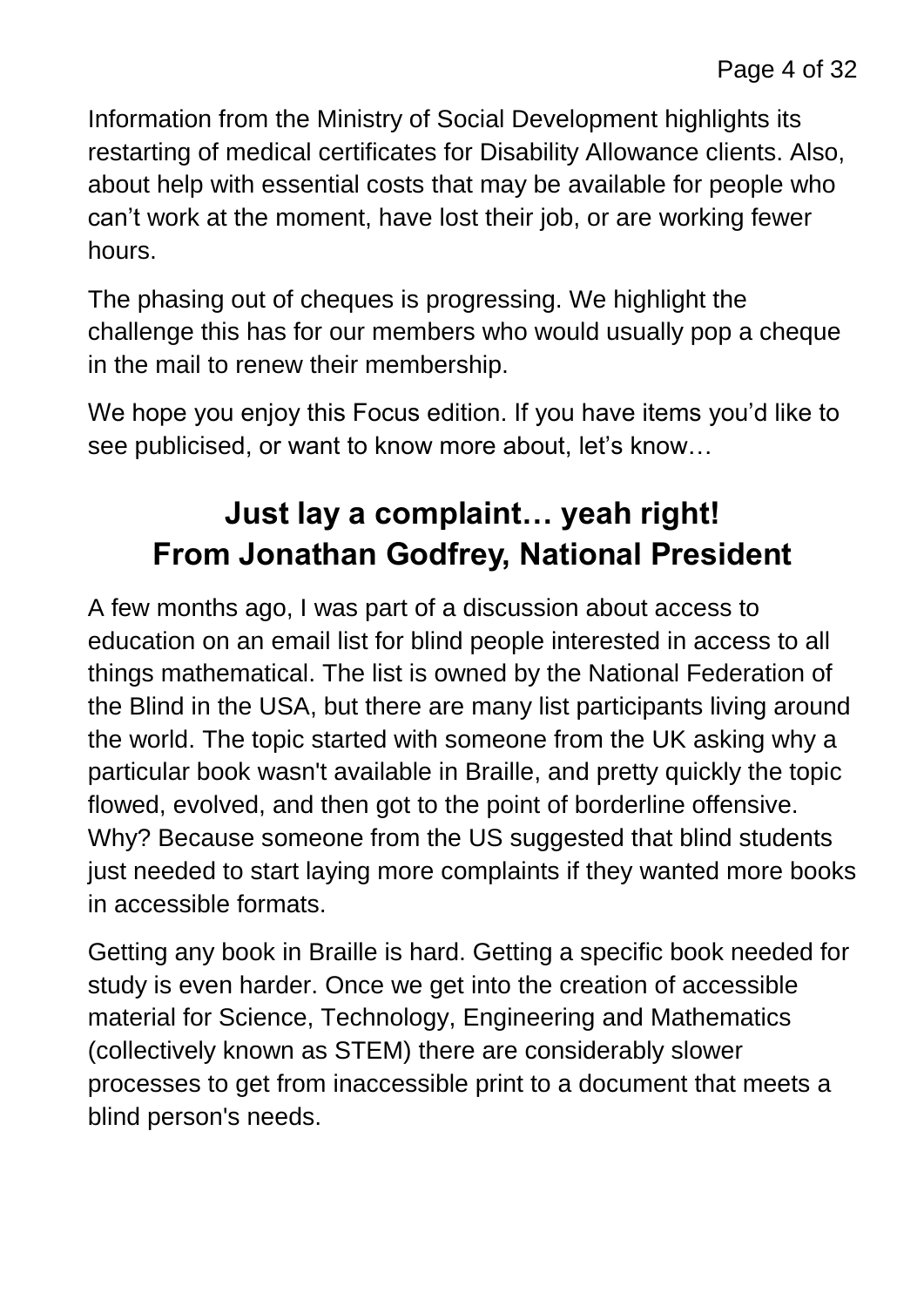Information from the Ministry of Social Development highlights its restarting of medical certificates for Disability Allowance clients. Also, about help with essential costs that may be available for people who can’t work at the moment, have lost their job, or are working fewer hours.

The phasing out of cheques is progressing. We highlight the challenge this has for our members who would usually pop a cheque in the mail to renew their membership.

We hope you enjoy this Focus edition. If you have items you’d like to see publicised, or want to know more about, let’s know…

## Just lay a complaint… yeah right! From Jonathan Godfrey, National President

A few months ago, I was part of a discussion about access to education on an email list for blind people interested in access to all things mathematical. The list is owned by the National Federation of the Blind in the USA, but there are many list participants living around the world. The topic started with someone from the UK asking why a particular book wasn't available in Braille, and pretty quickly the topic flowed, evolved, and then got to the point of borderline offensive. Why? Because someone from the US suggested that blind students just needed to start laying more complaints if they wanted more books in accessible formats.

Getting any book in Braille is hard. Getting a specific book needed for study is even harder. Once we get into the creation of accessible material for Science, Technology, Engineering and Mathematics (collectively known as STEM) there are considerably slower processes to get from inaccessible print to a document that meets a blind person's needs.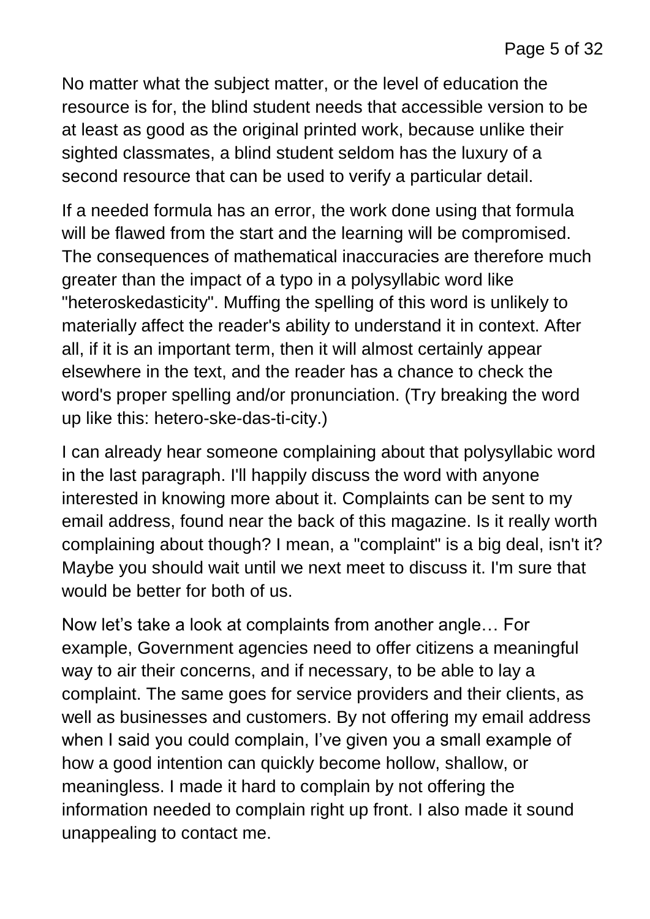No matter what the subject matter, or the level of education the resource is for, the blind student needs that accessible version to be at least as good as the original printed work, because unlike their sighted classmates, a blind student seldom has the luxury of a second resource that can be used to verify a particular detail.

If a needed formula has an error, the work done using that formula will be flawed from the start and the learning will be compromised. The consequences of mathematical inaccuracies are therefore much greater than the impact of a typo in a polysyllabic word like "heteroskedasticity". Muffing the spelling of this word is unlikely to materially affect the reader's ability to understand it in context. After all, if it is an important term, then it will almost certainly appear elsewhere in the text, and the reader has a chance to check the word's proper spelling and/or pronunciation. (Try breaking the word up like this: hetero-ske-das-ti-city.)

I can already hear someone complaining about that polysyllabic word in the last paragraph. I'll happily discuss the word with anyone interested in knowing more about it. Complaints can be sent to my email address, found near the back of this magazine. Is it really worth complaining about though? I mean, a "complaint" is a big deal, isn't it? Maybe you should wait until we next meet to discuss it. I'm sure that would be better for both of us.

Now let's take a look at complaints from another angle… For example, Government agencies need to offer citizens a meaningful way to air their concerns, and if necessary, to be able to lay a complaint. The same goes for service providers and their clients, as well as businesses and customers. By not offering my email address when I said you could complain, I've given you a small example of how a good intention can quickly become hollow, shallow, or meaningless. I made it hard to complain by not offering the information needed to complain right up front. I also made it sound unappealing to contact me.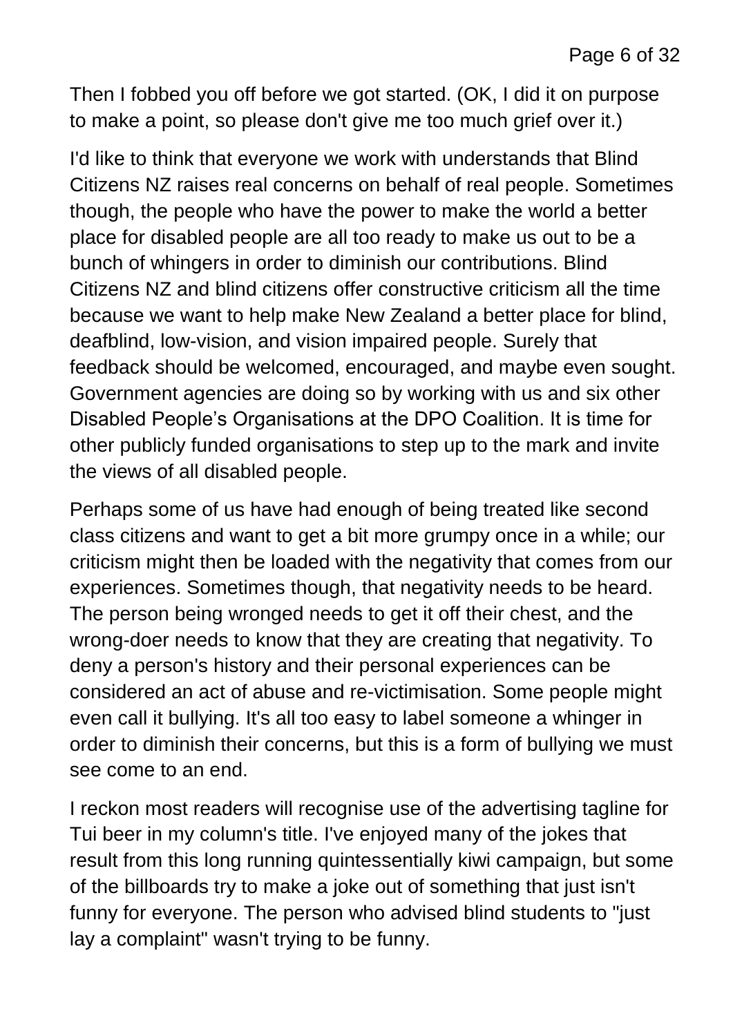Then I fobbed you off before we got started. (OK, I did it on purpose to make a point, so please don't give me too much grief over it.)

I'd like to think that everyone we work with understands that Blind Citizens NZ raises real concerns on behalf of real people. Sometimes though, the people who have the power to make the world a better place for disabled people are all too ready to make us out to be a bunch of whingers in order to diminish our contributions. Blind Citizens NZ and blind citizens offer constructive criticism all the time because we want to help make New Zealand a better place for blind, deafblind, low-vision, and vision impaired people. Surely that feedback should be welcomed, encouraged, and maybe even sought. Government agencies are doing so by working with us and six other Disabled People's Organisations at the DPO Coalition. It is time for other publicly funded organisations to step up to the mark and invite the views of all disabled people.

Perhaps some of us have had enough of being treated like second class citizens and want to get a bit more grumpy once in a while; our criticism might then be loaded with the negativity that comes from our experiences. Sometimes though, that negativity needs to be heard. The person being wronged needs to get it off their chest, and the wrong-doer needs to know that they are creating that negativity. To deny a person's history and their personal experiences can be considered an act of abuse and re-victimisation. Some people might even call it bullying. It's all too easy to label someone a whinger in order to diminish their concerns, but this is a form of bullying we must see come to an end.

I reckon most readers will recognise use of the advertising tagline for Tui beer in my column's title. I've enjoyed many of the jokes that result from this long running quintessentially kiwi campaign, but some of the billboards try to make a joke out of something that just isn't funny for everyone. The person who advised blind students to "just lay a complaint" wasn't trying to be funny.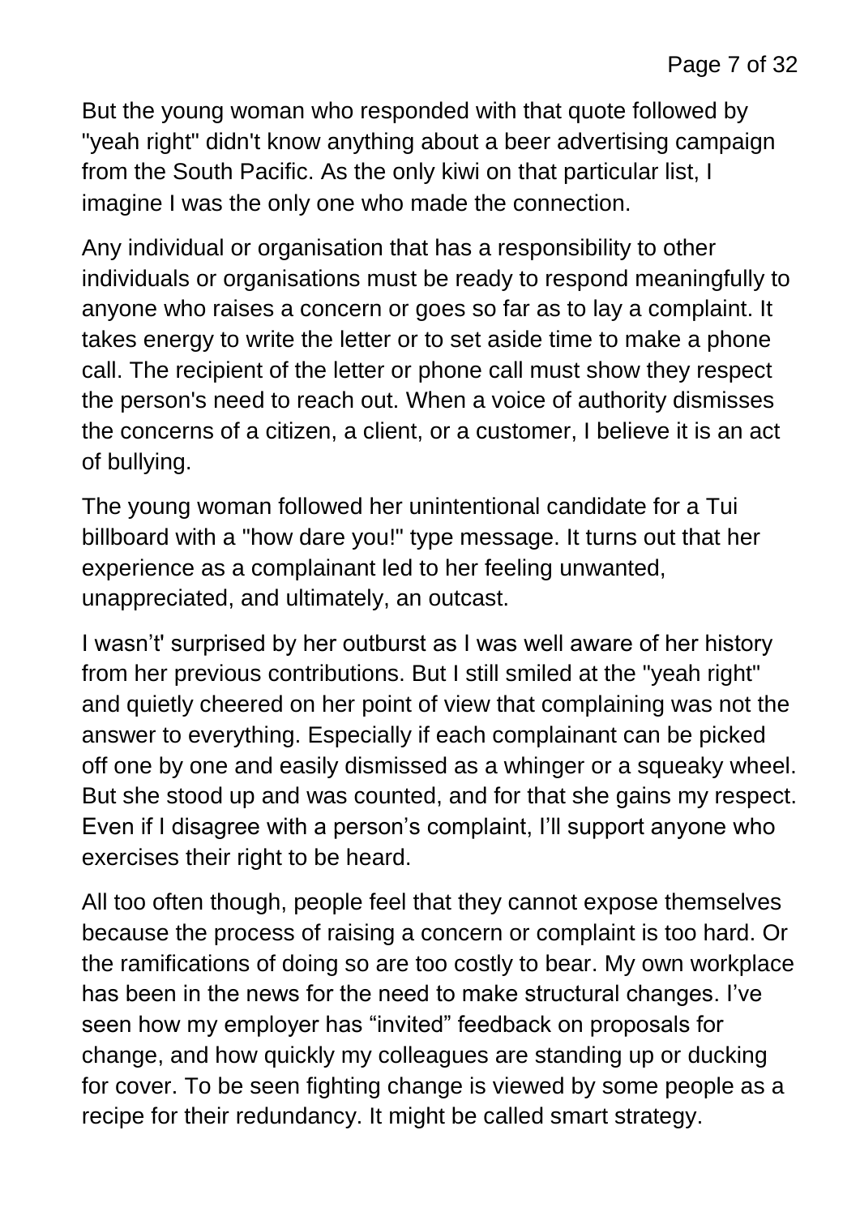But the young woman who responded with that quote followed by "yeah right" didn't know anything about a beer advertising campaign from the South Pacific. As the only kiwi on that particular list, I imagine I was the only one who made the connection.

Any individual or organisation that has a responsibility to other individuals or organisations must be ready to respond meaningfully to anyone who raises a concern or goes so far as to lay a complaint. It takes energy to write the letter or to set aside time to make a phone call. The recipient of the letter or phone call must show they respect the person's need to reach out. When a voice of authority dismisses the concerns of a citizen, a client, or a customer, I believe it is an act of bullying.

The young woman followed her unintentional candidate for a Tui billboard with a "how dare you!" type message. It turns out that her experience as a complainant led to her feeling unwanted, unappreciated, and ultimately, an outcast.

I wasn't' surprised by her outburst as I was well aware of her history from her previous contributions. But I still smiled at the "yeah right" and quietly cheered on her point of view that complaining was not the answer to everything. Especially if each complainant can be picked off one by one and easily dismissed as a whinger or a squeaky wheel. But she stood up and was counted, and for that she gains my respect. Even if I disagree with a person's complaint, I'll support anyone who exercises their right to be heard.

All too often though, people feel that they cannot expose themselves because the process of raising a concern or complaint is too hard. Or the ramifications of doing so are too costly to bear. My own workplace has been in the news for the need to make structural changes. I've seen how my employer has "invited" feedback on proposals for change, and how quickly my colleagues are standing up or ducking for cover. To be seen fighting change is viewed by some people as a recipe for their redundancy. It might be called smart strategy.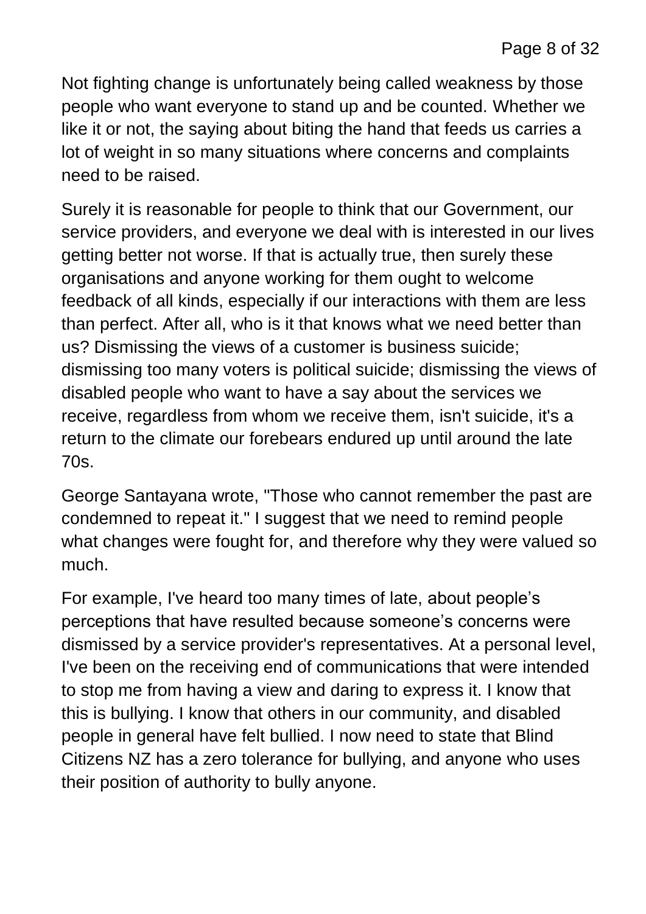Not fighting change is unfortunately being called weakness by those people who want everyone to stand up and be counted. Whether we like it or not, the saying about biting the hand that feeds us carries a lot of weight in so many situations where concerns and complaints need to be raised.

Surely it is reasonable for people to think that our Government, our service providers, and everyone we deal with is interested in our lives getting better not worse. If that is actually true, then surely these organisations and anyone working for them ought to welcome feedback of all kinds, especially if our interactions with them are less than perfect. After all, who is it that knows what we need better than us? Dismissing the views of a customer is business suicide; dismissing too many voters is political suicide; dismissing the views of disabled people who want to have a say about the services we receive, regardless from whom we receive them, isn't suicide, it's a return to the climate our forebears endured up until around the late 70s.

George Santayana wrote, "Those who cannot remember the past are condemned to repeat it." I suggest that we need to remind people what changes were fought for, and therefore why they were valued so much.

For example, I've heard too many times of late, about people’s perceptions that have resulted because someone’s concerns were dismissed by a service provider's representatives. At a personal level, I've been on the receiving end of communications that were intended to stop me from having a view and daring to express it. I know that this is bullying. I know that others in our community, and disabled people in general have felt bullied. I now need to state that Blind Citizens NZ has a zero tolerance for bullying, and anyone who uses their position of authority to bully anyone.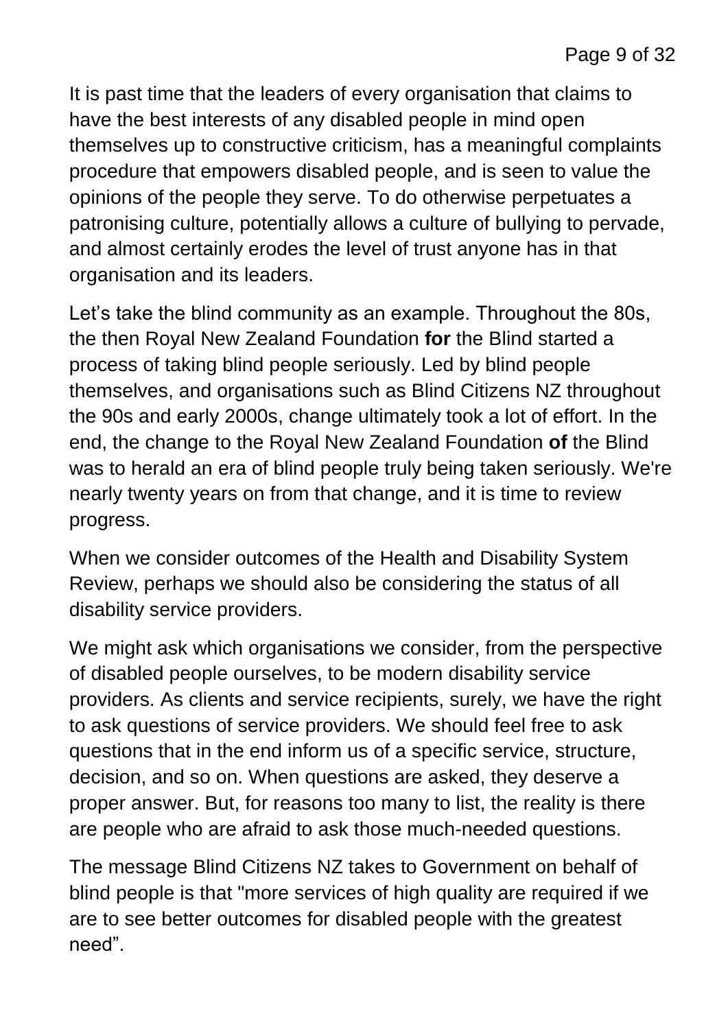It is past time that the leaders of every organisation that claims to have the best interests of any disabled people in mind open themselves up to constructive criticism, has a meaningful complaints procedure that empowers disabled people, and is seen to value the opinions of the people they serve. To do otherwise perpetuates a patronising culture, potentially allows a culture of bullying to pervade, and almost certainly erodes the level of trust anyone has in that organisation and its leaders.

Let's take the blind community as an example. Throughout the 80s, the then Royal New Zealand Foundation **for** the Blind started a process of taking blind people seriously. Led by blind people themselves, and organisations such as Blind Citizens NZ throughout the 90s and early 2000s, change ultimately took a lot of effort. In the end, the change to the Royal New Zealand Foundation **of** the Blind was to herald an era of blind people truly being taken seriously. We're nearly twenty years on from that change, and it is time to review progress.

When we consider outcomes of the Health and Disability System Review, perhaps we should also be considering the status of all disability service providers.

We might ask which organisations we consider, from the perspective of disabled people ourselves, to be modern disability service providers. As clients and service recipients, surely, we have the right to ask questions of service providers. We should feel free to ask questions that in the end inform us of a specific service, structure, decision, and so on. When questions are asked, they deserve a proper answer. But, for reasons too many to list, the reality is there are people who are afraid to ask those much-needed questions.

The message Blind Citizens NZ takes to Government on behalf of blind people is that "more services of high quality are required if we are to see better outcomes for disabled people with the greatest need".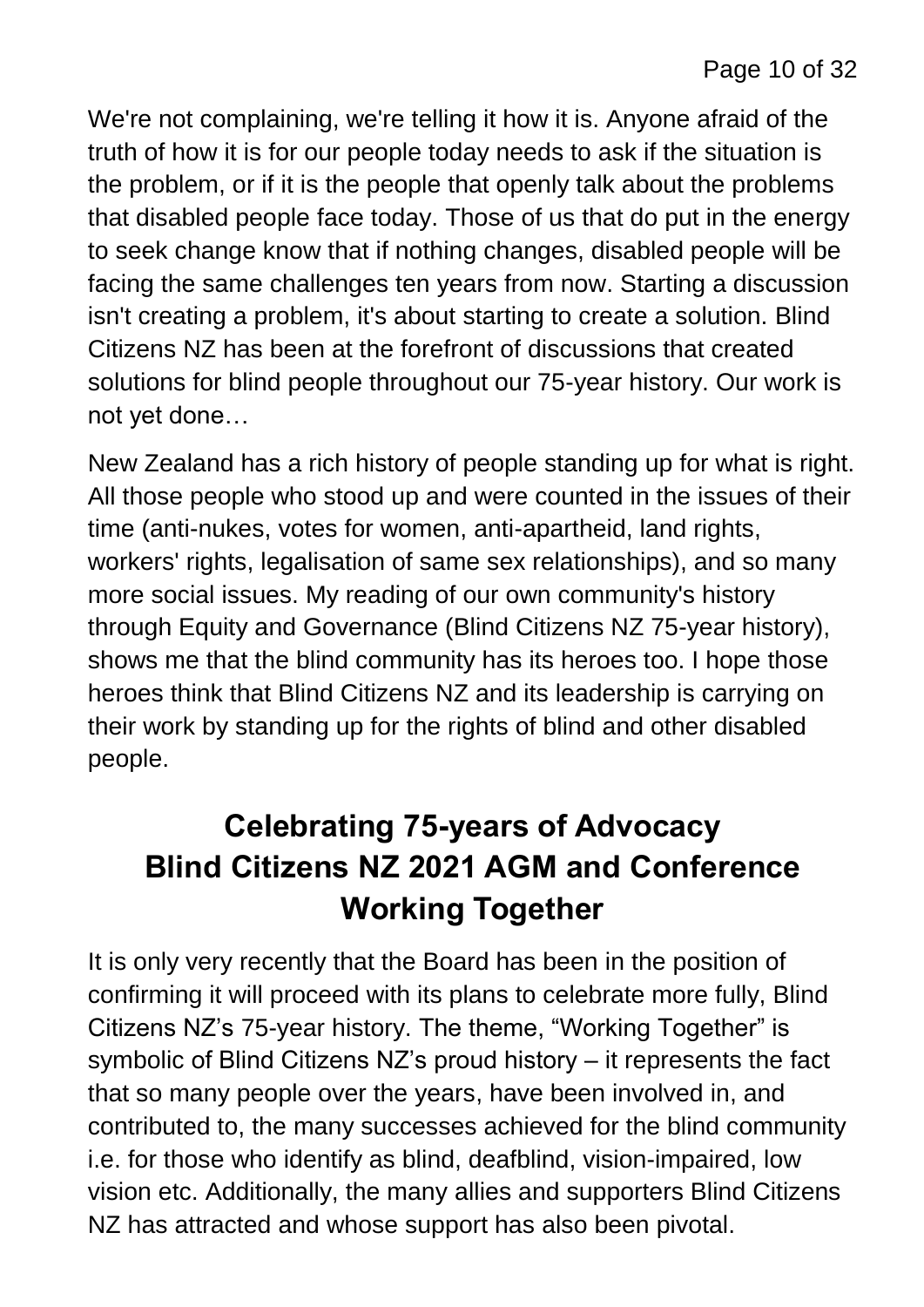We're not complaining, we're telling it how it is. Anyone afraid of the truth of how it is for our people today needs to ask if the situation is the problem, or if it is the people that openly talk about the problems that disabled people face today. Those of us that do put in the energy to seek change know that if nothing changes, disabled people will be facing the same challenges ten years from now. Starting a discussion isn't creating a problem, it's about starting to create a solution. Blind Citizens NZ has been at the forefront of discussions that created solutions for blind people throughout our 75-year history. Our work is not yet done…

New Zealand has a rich history of people standing up for what is right. All those people who stood up and were counted in the issues of their time (anti-nukes, votes for women, anti-apartheid, land rights, workers' rights, legalisation of same sex relationships), and so many more social issues. My reading of our own community's history through Equity and Governance (Blind Citizens NZ 75-year history), shows me that the blind community has its heroes too. I hope those heroes think that Blind Citizens NZ and its leadership is carrying on their work by standing up for the rights of blind and other disabled people.

## Celebrating 75-years of Advocacy
## Blind Citizens NZ 2021 AGM and Conference
## Working Together

It is only very recently that the Board has been in the position of confirming it will proceed with its plans to celebrate more fully, Blind Citizens NZ's 75-year history. The theme, "Working Together" is symbolic of Blind Citizens NZ's proud history – it represents the fact that so many people over the years, have been involved in, and contributed to, the many successes achieved for the blind community i.e. for those who identify as blind, deafblind, vision-impaired, low vision etc. Additionally, the many allies and supporters Blind Citizens NZ has attracted and whose support has also been pivotal.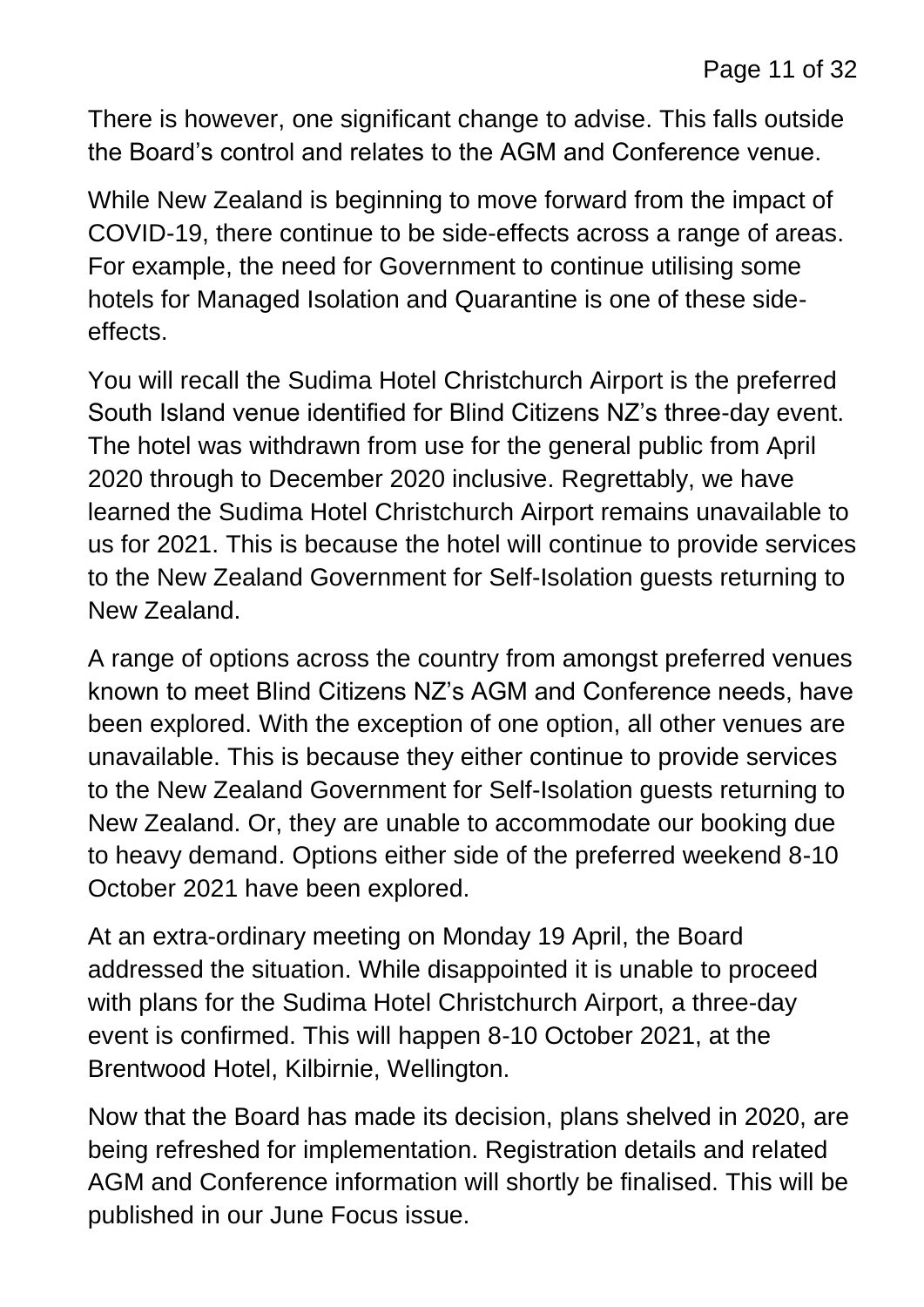There is however, one significant change to advise. This falls outside the Board's control and relates to the AGM and Conference venue.

While New Zealand is beginning to move forward from the impact of COVID-19, there continue to be side-effects across a range of areas. For example, the need for Government to continue utilising some hotels for Managed Isolation and Quarantine is one of these side-effects.

You will recall the Sudima Hotel Christchurch Airport is the preferred South Island venue identified for Blind Citizens NZ's three-day event. The hotel was withdrawn from use for the general public from April 2020 through to December 2020 inclusive. Regrettably, we have learned the Sudima Hotel Christchurch Airport remains unavailable to us for 2021. This is because the hotel will continue to provide services to the New Zealand Government for Self-Isolation guests returning to New Zealand.

A range of options across the country from amongst preferred venues known to meet Blind Citizens NZ's AGM and Conference needs, have been explored. With the exception of one option, all other venues are unavailable. This is because they either continue to provide services to the New Zealand Government for Self-Isolation guests returning to New Zealand. Or, they are unable to accommodate our booking due to heavy demand. Options either side of the preferred weekend 8-10 October 2021 have been explored.

At an extra-ordinary meeting on Monday 19 April, the Board addressed the situation. While disappointed it is unable to proceed with plans for the Sudima Hotel Christchurch Airport, a three-day event is confirmed. This will happen 8-10 October 2021, at the Brentwood Hotel, Kilbirnie, Wellington.

Now that the Board has made its decision, plans shelved in 2020, are being refreshed for implementation. Registration details and related AGM and Conference information will shortly be finalised. This will be published in our June Focus issue.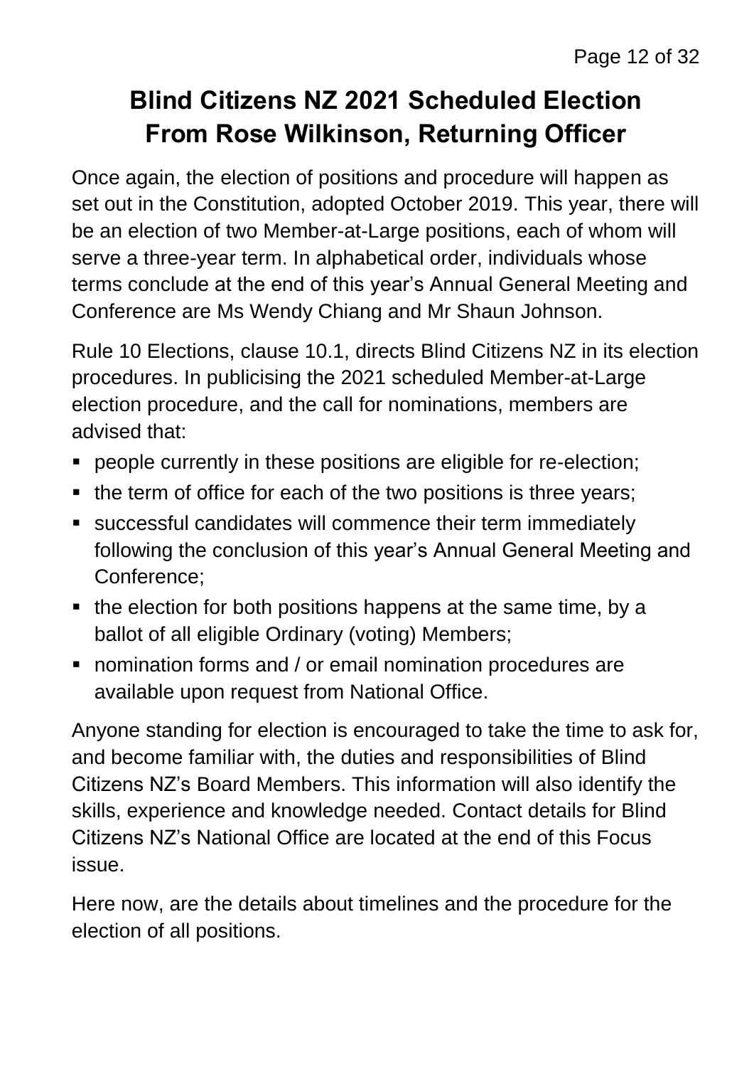# Blind Citizens NZ 2021 Scheduled Election From Rose Wilkinson, Returning Officer

Once again, the election of positions and procedure will happen as set out in the Constitution, adopted October 2019. This year, there will be an election of two Member-at-Large positions, each of whom will serve a three-year term. In alphabetical order, individuals whose terms conclude at the end of this year's Annual General Meeting and Conference are Ms Wendy Chiang and Mr Shaun Johnson.

Rule 10 Elections, clause 10.1, directs Blind Citizens NZ in its election procedures. In publicising the 2021 scheduled Member-at-Large election procedure, and the call for nominations, members are advised that:

- people currently in these positions are eligible for re-election;
- the term of office for each of the two positions is three years;
- successful candidates will commence their term immediately following the conclusion of this year's Annual General Meeting and Conference;
- the election for both positions happens at the same time, by a ballot of all eligible Ordinary (voting) Members;
- nomination forms and / or email nomination procedures are available upon request from National Office.

Anyone standing for election is encouraged to take the time to ask for, and become familiar with, the duties and responsibilities of Blind Citizens NZ's Board Members. This information will also identify the skills, experience and knowledge needed. Contact details for Blind Citizens NZ's National Office are located at the end of this Focus issue.

Here now, are the details about timelines and the procedure for the election of all positions.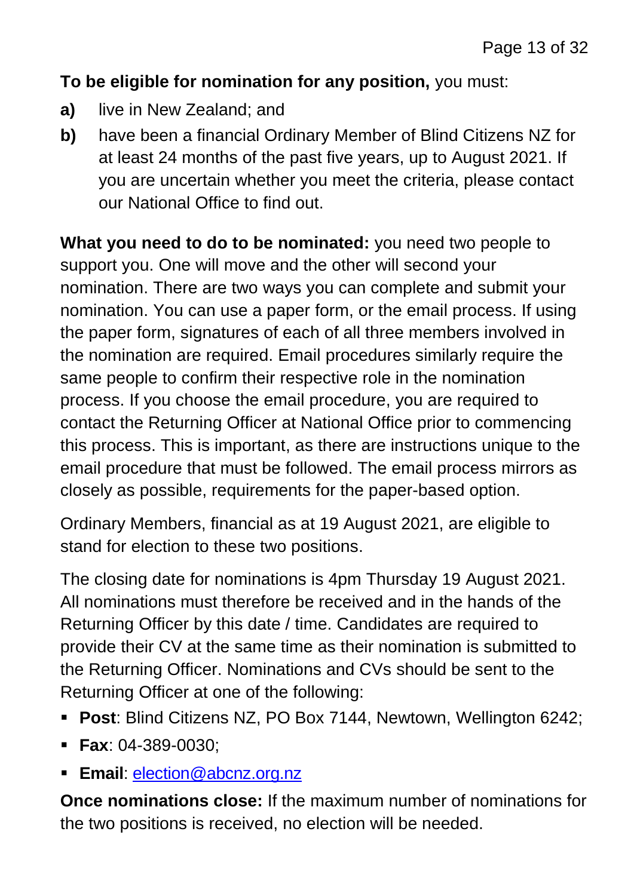**To be eligible for nomination for any position,** you must:

**a)** live in New Zealand; and

**b)** have been a financial Ordinary Member of Blind Citizens NZ for at least 24 months of the past five years, up to August 2021. If you are uncertain whether you meet the criteria, please contact our National Office to find out.

**What you need to do to be nominated:** you need two people to support you. One will move and the other will second your nomination. There are two ways you can complete and submit your nomination. You can use a paper form, or the email process. If using the paper form, signatures of each of all three members involved in the nomination are required. Email procedures similarly require the same people to confirm their respective role in the nomination process. If you choose the email procedure, you are required to contact the Returning Officer at National Office prior to commencing this process. This is important, as there are instructions unique to the email procedure that must be followed. The email process mirrors as closely as possible, requirements for the paper-based option.

Ordinary Members, financial as at 19 August 2021, are eligible to stand for election to these two positions.

The closing date for nominations is 4pm Thursday 19 August 2021. All nominations must therefore be received and in the hands of the Returning Officer by this date / time. Candidates are required to provide their CV at the same time as their nomination is submitted to the Returning Officer. Nominations and CVs should be sent to the Returning Officer at one of the following:

- **Post**: Blind Citizens NZ, PO Box 7144, Newtown, Wellington 6242;
- **Fax**: 04-389-0030;
- **Email**: election@abcnz.org.nz

**Once nominations close:** If the maximum number of nominations for the two positions is received, no election will be needed.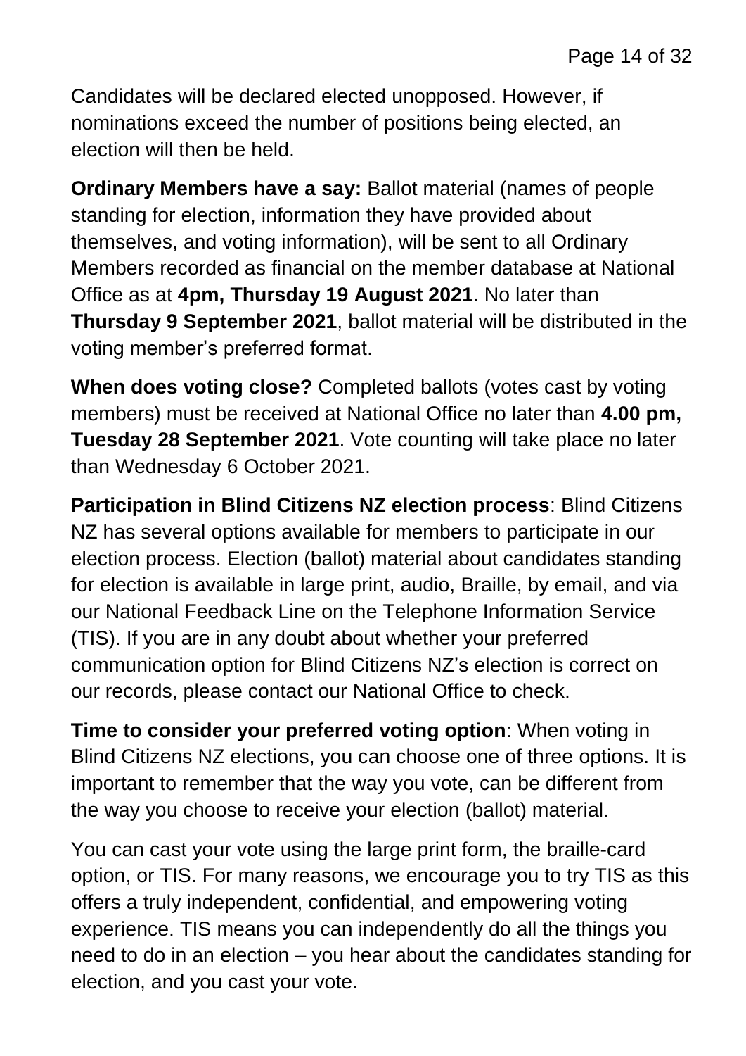Candidates will be declared elected unopposed. However, if nominations exceed the number of positions being elected, an election will then be held.

**Ordinary Members have a say:** Ballot material (names of people standing for election, information they have provided about themselves, and voting information), will be sent to all Ordinary Members recorded as financial on the member database at National Office as at **4pm, Thursday 19 August 2021**. No later than **Thursday 9 September 2021**, ballot material will be distributed in the voting member's preferred format.

**When does voting close?** Completed ballots (votes cast by voting members) must be received at National Office no later than **4.00 pm, Tuesday 28 September 2021**. Vote counting will take place no later than Wednesday 6 October 2021.

**Participation in Blind Citizens NZ election process**: Blind Citizens NZ has several options available for members to participate in our election process. Election (ballot) material about candidates standing for election is available in large print, audio, Braille, by email, and via our National Feedback Line on the Telephone Information Service (TIS). If you are in any doubt about whether your preferred communication option for Blind Citizens NZ's election is correct on our records, please contact our National Office to check.

**Time to consider your preferred voting option**: When voting in Blind Citizens NZ elections, you can choose one of three options. It is important to remember that the way you vote, can be different from the way you choose to receive your election (ballot) material.

You can cast your vote using the large print form, the braille-card option, or TIS. For many reasons, we encourage you to try TIS as this offers a truly independent, confidential, and empowering voting experience. TIS means you can independently do all the things you need to do in an election – you hear about the candidates standing for election, and you cast your vote.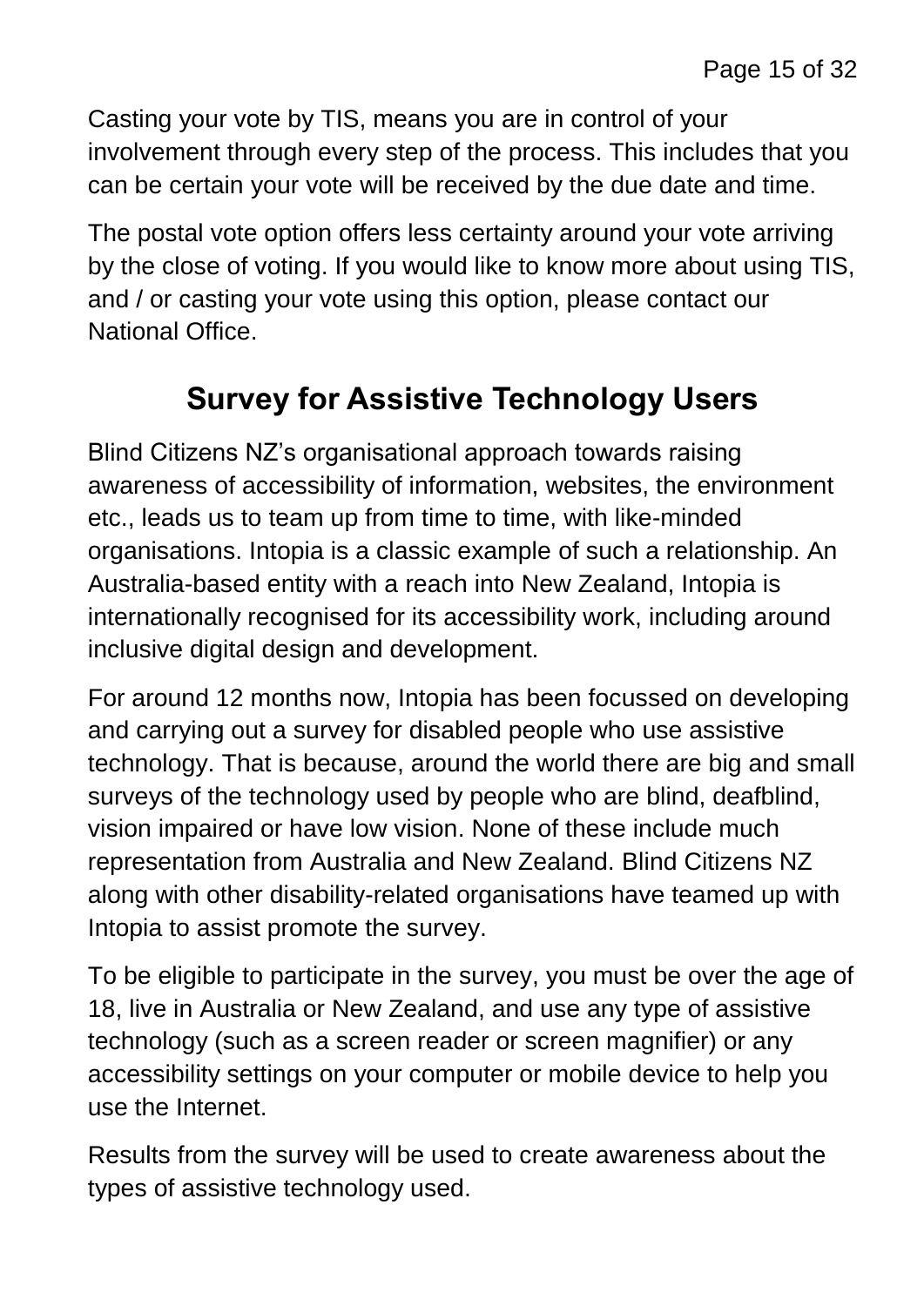Casting your vote by TIS, means you are in control of your involvement through every step of the process. This includes that you can be certain your vote will be received by the due date and time.

The postal vote option offers less certainty around your vote arriving by the close of voting. If you would like to know more about using TIS, and / or casting your vote using this option, please contact our National Office.

## Survey for Assistive Technology Users

Blind Citizens NZ's organisational approach towards raising awareness of accessibility of information, websites, the environment etc., leads us to team up from time to time, with like-minded organisations. Intopia is a classic example of such a relationship. An Australia-based entity with a reach into New Zealand, Intopia is internationally recognised for its accessibility work, including around inclusive digital design and development.

For around 12 months now, Intopia has been focussed on developing and carrying out a survey for disabled people who use assistive technology. That is because, around the world there are big and small surveys of the technology used by people who are blind, deafblind, vision impaired or have low vision. None of these include much representation from Australia and New Zealand. Blind Citizens NZ along with other disability-related organisations have teamed up with Intopia to assist promote the survey.

To be eligible to participate in the survey, you must be over the age of 18, live in Australia or New Zealand, and use any type of assistive technology (such as a screen reader or screen magnifier) or any accessibility settings on your computer or mobile device to help you use the Internet.

Results from the survey will be used to create awareness about the types of assistive technology used.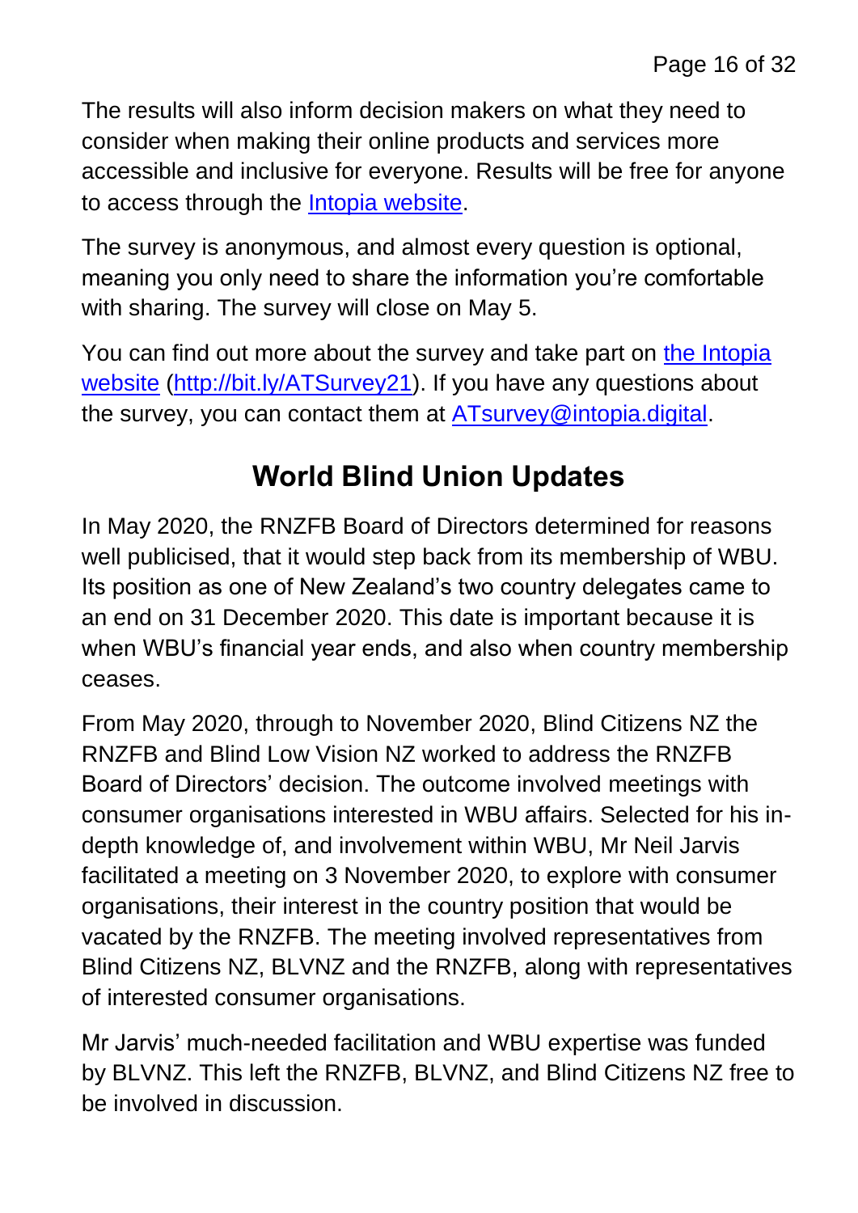The results will also inform decision makers on what they need to consider when making their online products and services more accessible and inclusive for everyone. Results will be free for anyone to access through the [Intopia website](http://bit.ly/ATSurvey21).

The survey is anonymous, and almost every question is optional, meaning you only need to share the information you're comfortable with sharing. The survey will close on May 5.

You can find out more about the survey and take part on [the Intopia website](http://bit.ly/ATSurvey21) (http://bit.ly/ATSurvey21). If you have any questions about the survey, you can contact them at ATsurvey@intopia.digital.

## World Blind Union Updates

In May 2020, the RNZFB Board of Directors determined for reasons well publicised, that it would step back from its membership of WBU. Its position as one of New Zealand's two country delegates came to an end on 31 December 2020. This date is important because it is when WBU's financial year ends, and also when country membership ceases.

From May 2020, through to November 2020, Blind Citizens NZ the RNZFB and Blind Low Vision NZ worked to address the RNZFB Board of Directors' decision. The outcome involved meetings with consumer organisations interested in WBU affairs. Selected for his in-depth knowledge of, and involvement within WBU, Mr Neil Jarvis facilitated a meeting on 3 November 2020, to explore with consumer organisations, their interest in the country position that would be vacated by the RNZFB. The meeting involved representatives from Blind Citizens NZ, BLVNZ and the RNZFB, along with representatives of interested consumer organisations.

Mr Jarvis' much-needed facilitation and WBU expertise was funded by BLVNZ. This left the RNZFB, BLVNZ, and Blind Citizens NZ free to be involved in discussion.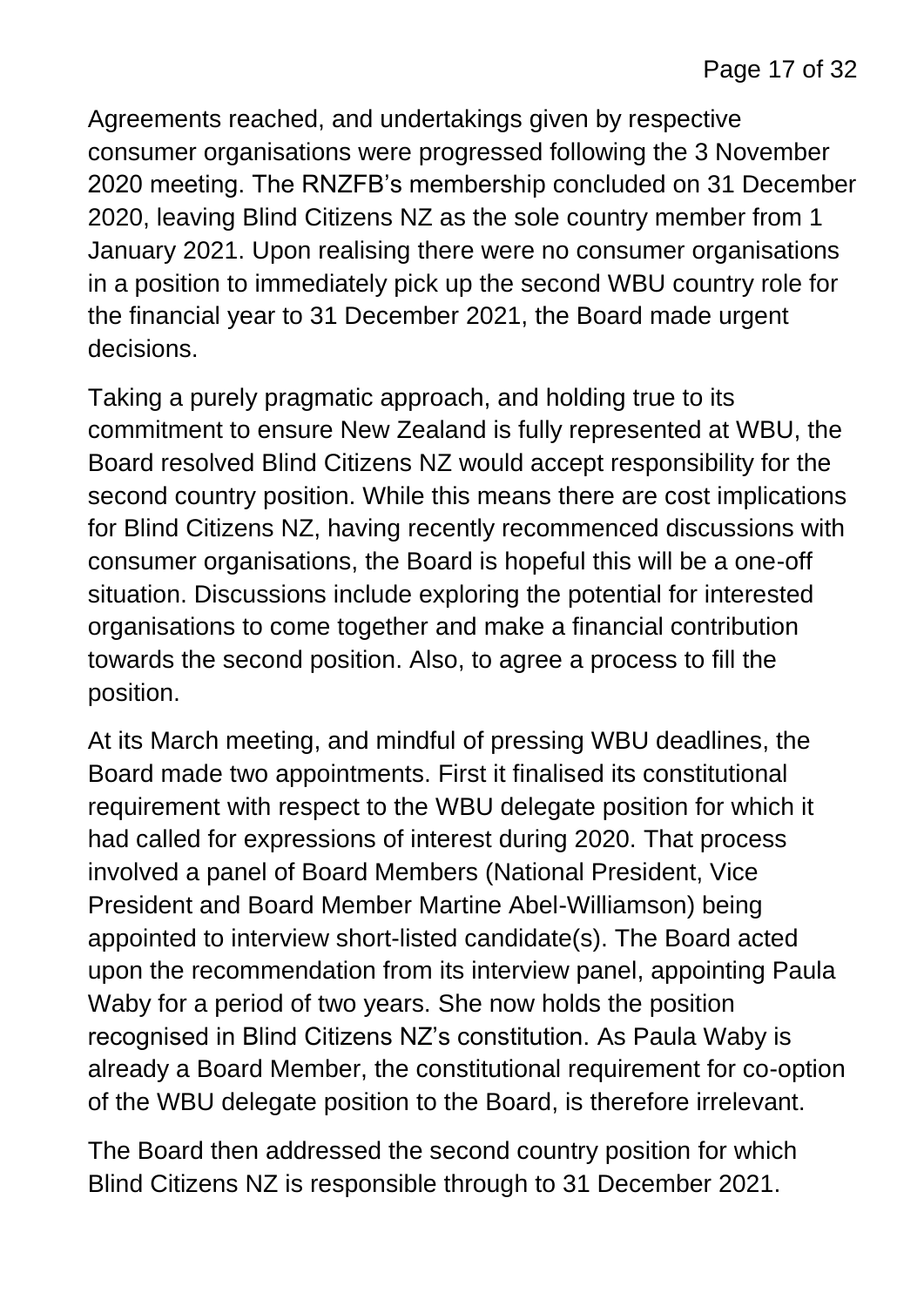Agreements reached, and undertakings given by respective consumer organisations were progressed following the 3 November 2020 meeting. The RNZFB's membership concluded on 31 December 2020, leaving Blind Citizens NZ as the sole country member from 1 January 2021. Upon realising there were no consumer organisations in a position to immediately pick up the second WBU country role for the financial year to 31 December 2021, the Board made urgent decisions.

Taking a purely pragmatic approach, and holding true to its commitment to ensure New Zealand is fully represented at WBU, the Board resolved Blind Citizens NZ would accept responsibility for the second country position. While this means there are cost implications for Blind Citizens NZ, having recently recommenced discussions with consumer organisations, the Board is hopeful this will be a one-off situation. Discussions include exploring the potential for interested organisations to come together and make a financial contribution towards the second position. Also, to agree a process to fill the position.

At its March meeting, and mindful of pressing WBU deadlines, the Board made two appointments. First it finalised its constitutional requirement with respect to the WBU delegate position for which it had called for expressions of interest during 2020. That process involved a panel of Board Members (National President, Vice President and Board Member Martine Abel-Williamson) being appointed to interview short-listed candidate(s). The Board acted upon the recommendation from its interview panel, appointing Paula Waby for a period of two years. She now holds the position recognised in Blind Citizens NZ's constitution. As Paula Waby is already a Board Member, the constitutional requirement for co-option of the WBU delegate position to the Board, is therefore irrelevant.

The Board then addressed the second country position for which Blind Citizens NZ is responsible through to 31 December 2021.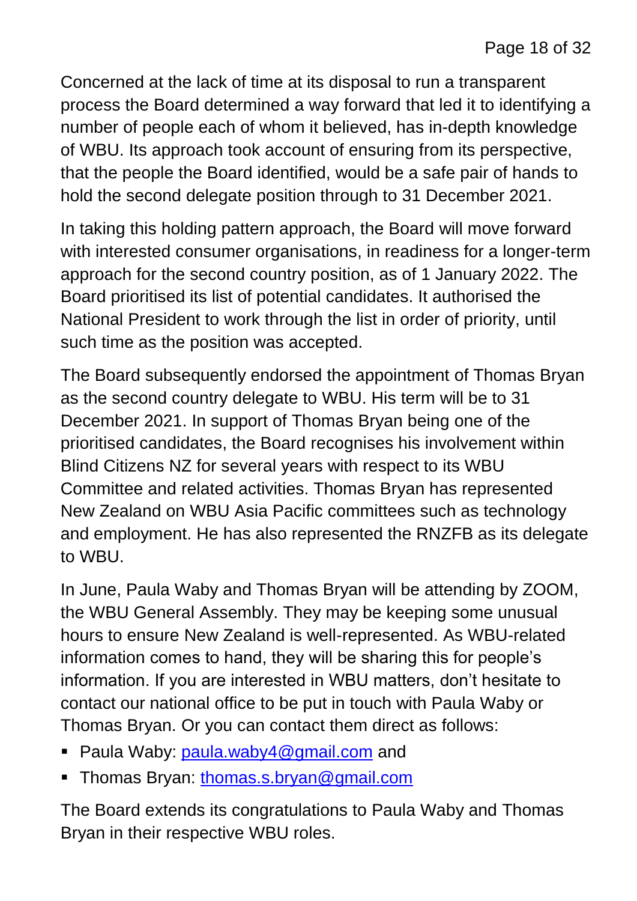Concerned at the lack of time at its disposal to run a transparent process the Board determined a way forward that led it to identifying a number of people each of whom it believed, has in-depth knowledge of WBU. Its approach took account of ensuring from its perspective, that the people the Board identified, would be a safe pair of hands to hold the second delegate position through to 31 December 2021.

In taking this holding pattern approach, the Board will move forward with interested consumer organisations, in readiness for a longer-term approach for the second country position, as of 1 January 2022. The Board prioritised its list of potential candidates. It authorised the National President to work through the list in order of priority, until such time as the position was accepted.

The Board subsequently endorsed the appointment of Thomas Bryan as the second country delegate to WBU. His term will be to 31 December 2021. In support of Thomas Bryan being one of the prioritised candidates, the Board recognises his involvement within Blind Citizens NZ for several years with respect to its WBU Committee and related activities. Thomas Bryan has represented New Zealand on WBU Asia Pacific committees such as technology and employment. He has also represented the RNZFB as its delegate to WBU.

In June, Paula Waby and Thomas Bryan will be attending by ZOOM, the WBU General Assembly. They may be keeping some unusual hours to ensure New Zealand is well-represented. As WBU-related information comes to hand, they will be sharing this for people's information. If you are interested in WBU matters, don't hesitate to contact our national office to be put in touch with Paula Waby or Thomas Bryan. Or you can contact them direct as follows:

- Paula Waby: paula.waby4@gmail.com and
- Thomas Bryan: thomas.s.bryan@gmail.com

The Board extends its congratulations to Paula Waby and Thomas Bryan in their respective WBU roles.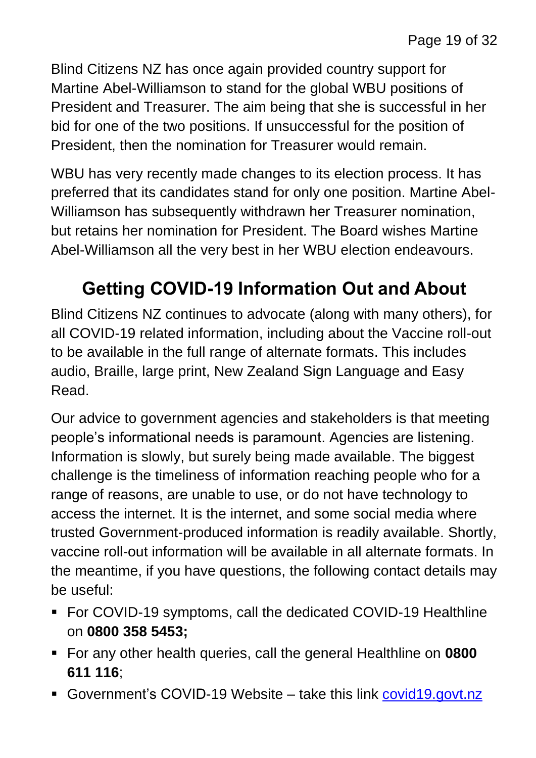Blind Citizens NZ has once again provided country support for Martine Abel-Williamson to stand for the global WBU positions of President and Treasurer. The aim being that she is successful in her bid for one of the two positions. If unsuccessful for the position of President, then the nomination for Treasurer would remain.

WBU has very recently made changes to its election process. It has preferred that its candidates stand for only one position. Martine Abel-Williamson has subsequently withdrawn her Treasurer nomination, but retains her nomination for President. The Board wishes Martine Abel-Williamson all the very best in her WBU election endeavours.

## Getting COVID-19 Information Out and About

Blind Citizens NZ continues to advocate (along with many others), for all COVID-19 related information, including about the Vaccine roll-out to be available in the full range of alternate formats. This includes audio, Braille, large print, New Zealand Sign Language and Easy Read.

Our advice to government agencies and stakeholders is that meeting people's informational needs is paramount. Agencies are listening. Information is slowly, but surely being made available. The biggest challenge is the timeliness of information reaching people who for a range of reasons, are unable to use, or do not have technology to access the internet. It is the internet, and some social media where trusted Government-produced information is readily available. Shortly, vaccine roll-out information will be available in all alternate formats. In the meantime, if you have questions, the following contact details may be useful:

- For COVID-19 symptoms, call the dedicated COVID-19 Healthline on **0800 358 5453;**
- For any other health queries, call the general Healthline on **0800 611 116**;
- Government's COVID-19 Website – take this link [covid19.govt.nz](covid19.govt.nz)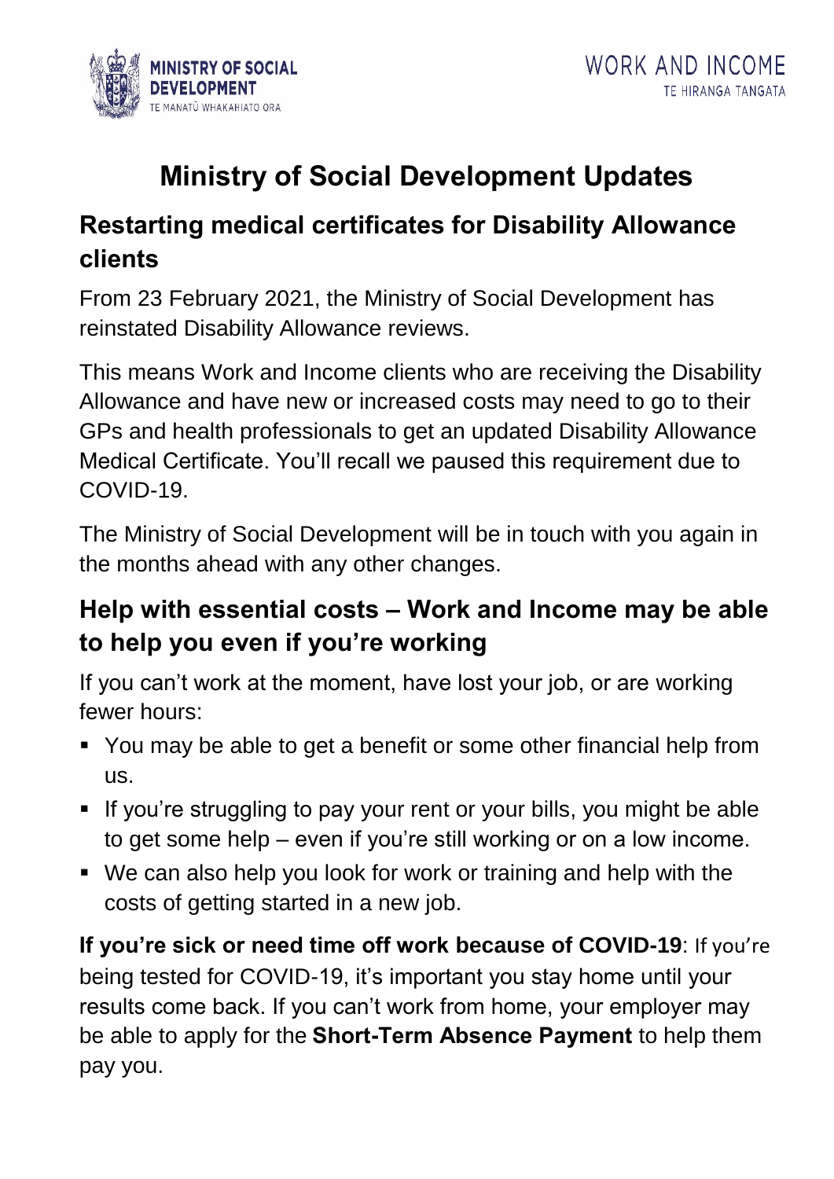# Ministry of Social Development Updates

## Restarting medical certificates for Disability Allowance clients

From 23 February 2021, the Ministry of Social Development has reinstated Disability Allowance reviews.

This means Work and Income clients who are receiving the Disability Allowance and have new or increased costs may need to go to their GPs and health professionals to get an updated Disability Allowance Medical Certificate. You'll recall we paused this requirement due to COVID-19.

The Ministry of Social Development will be in touch with you again in the months ahead with any other changes.

## Help with essential costs – Work and Income may be able to help you even if you're working

If you can't work at the moment, have lost your job, or are working fewer hours:

- You may be able to get a benefit or some other financial help from us.
- If you're struggling to pay your rent or your bills, you might be able to get some help – even if you're still working or on a low income.
- We can also help you look for work or training and help with the costs of getting started in a new job.

**If you're sick or need time off work because of COVID-19**: If you're being tested for COVID-19, it's important you stay home until your results come back. If you can't work from home, your employer may be able to apply for the **Short-Term Absence Payment** to help them pay you.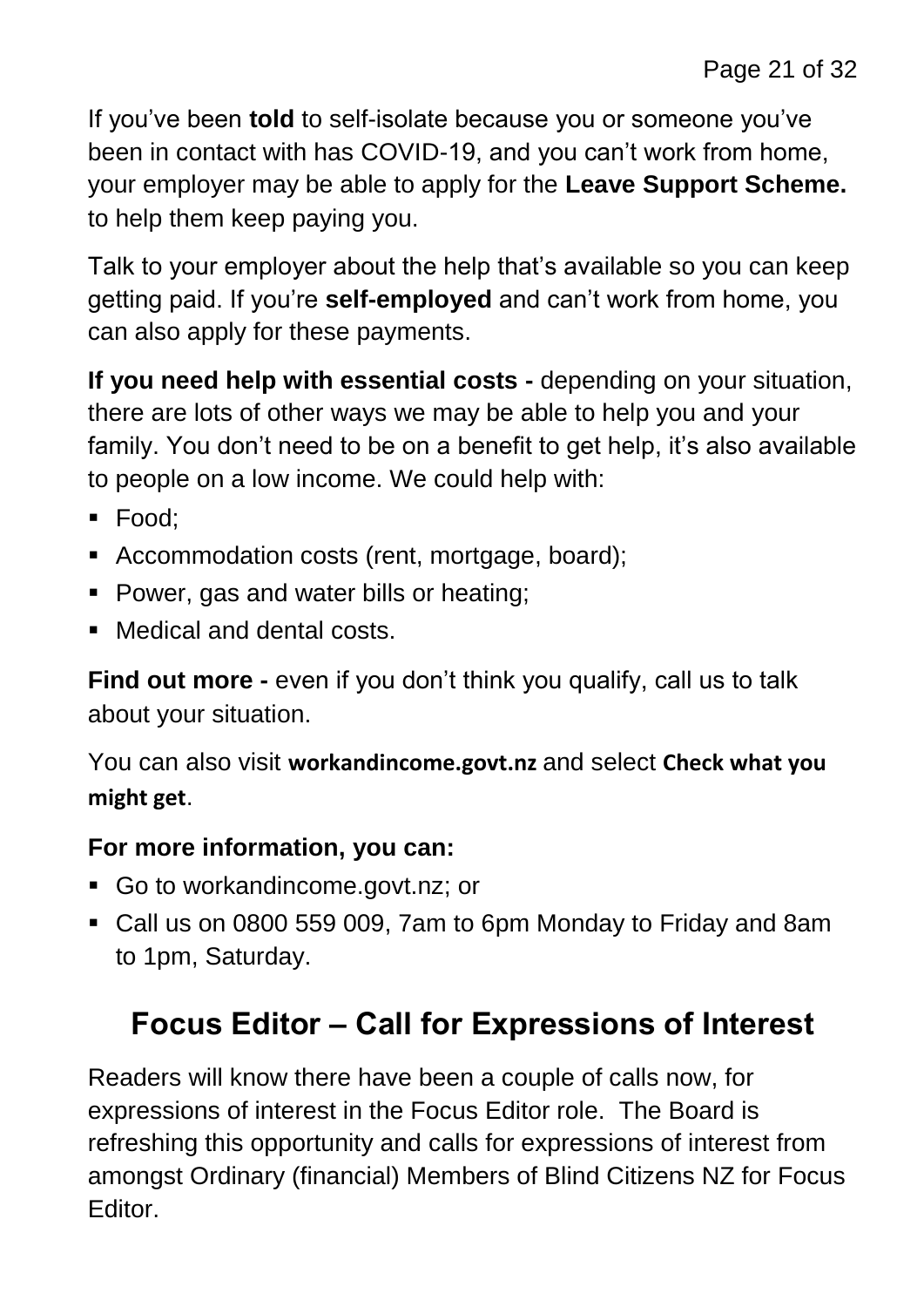If you've been **told** to self-isolate because you or someone you've been in contact with has COVID-19, and you can't work from home, your employer may be able to apply for the **Leave Support Scheme.** to help them keep paying you.

Talk to your employer about the help that's available so you can keep getting paid. If you're **self-employed** and can't work from home, you can also apply for these payments.

**If you need help with essential costs -** depending on your situation, there are lots of other ways we may be able to help you and your family. You don't need to be on a benefit to get help, it's also available to people on a low income. We could help with:

- Food;
- Accommodation costs (rent, mortgage, board);
- Power, gas and water bills or heating;
- Medical and dental costs.

**Find out more -** even if you don't think you qualify, call us to talk about your situation.

You can also visit **workandincome.govt.nz** and select **Check what you might get**.

**For more information, you can:**

- Go to workandincome.govt.nz; or
- Call us on 0800 559 009, 7am to 6pm Monday to Friday and 8am to 1pm, Saturday.

## Focus Editor – Call for Expressions of Interest

Readers will know there have been a couple of calls now, for expressions of interest in the Focus Editor role. The Board is refreshing this opportunity and calls for expressions of interest from amongst Ordinary (financial) Members of Blind Citizens NZ for Focus Editor.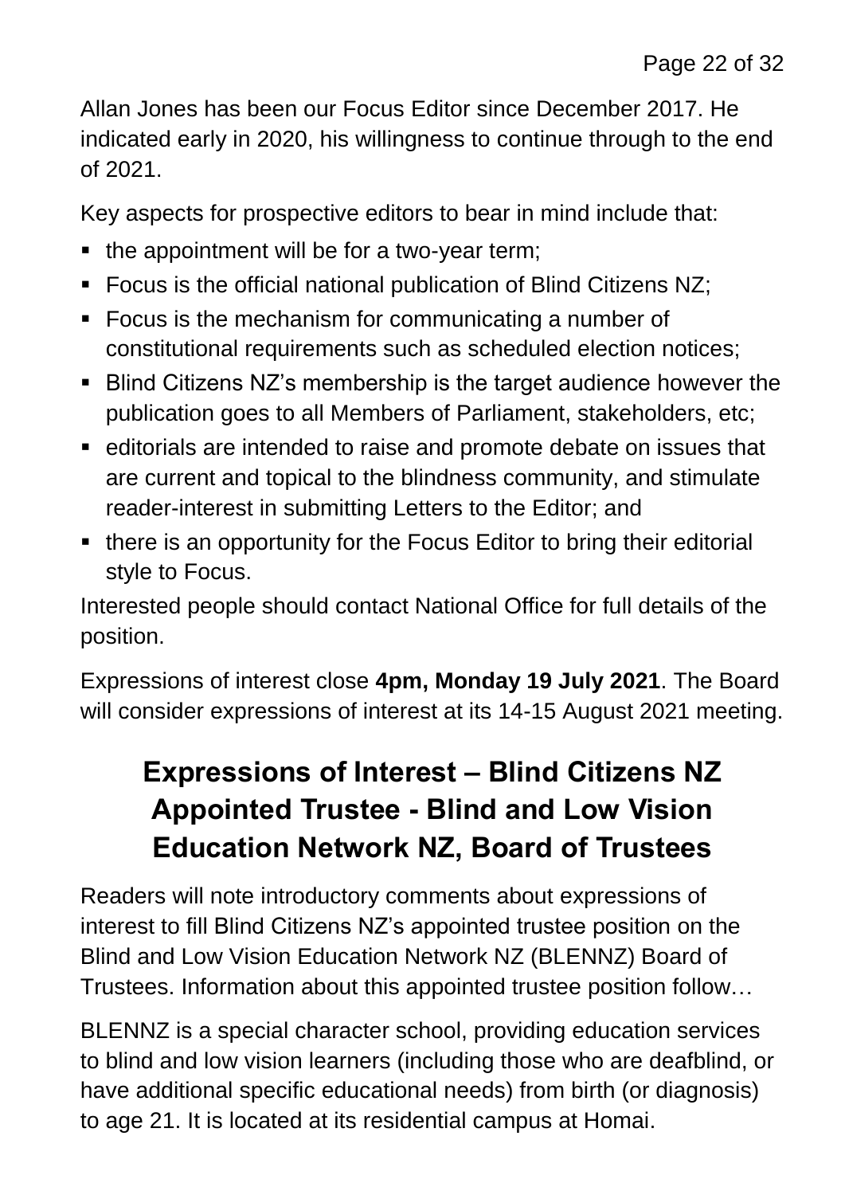Allan Jones has been our Focus Editor since December 2017. He indicated early in 2020, his willingness to continue through to the end of 2021.

Key aspects for prospective editors to bear in mind include that:

- the appointment will be for a two-year term;
- Focus is the official national publication of Blind Citizens NZ;
- Focus is the mechanism for communicating a number of constitutional requirements such as scheduled election notices;
- Blind Citizens NZ's membership is the target audience however the publication goes to all Members of Parliament, stakeholders, etc;
- editorials are intended to raise and promote debate on issues that are current and topical to the blindness community, and stimulate reader-interest in submitting Letters to the Editor; and
- there is an opportunity for the Focus Editor to bring their editorial style to Focus.

Interested people should contact National Office for full details of the position.

Expressions of interest close **4pm, Monday 19 July 2021**. The Board will consider expressions of interest at its 14-15 August 2021 meeting.

## Expressions of Interest – Blind Citizens NZ Appointed Trustee - Blind and Low Vision Education Network NZ, Board of Trustees

Readers will note introductory comments about expressions of interest to fill Blind Citizens NZ's appointed trustee position on the Blind and Low Vision Education Network NZ (BLENNZ) Board of Trustees. Information about this appointed trustee position follow…

BLENNZ is a special character school, providing education services to blind and low vision learners (including those who are deafblind, or have additional specific educational needs) from birth (or diagnosis) to age 21. It is located at its residential campus at Homai.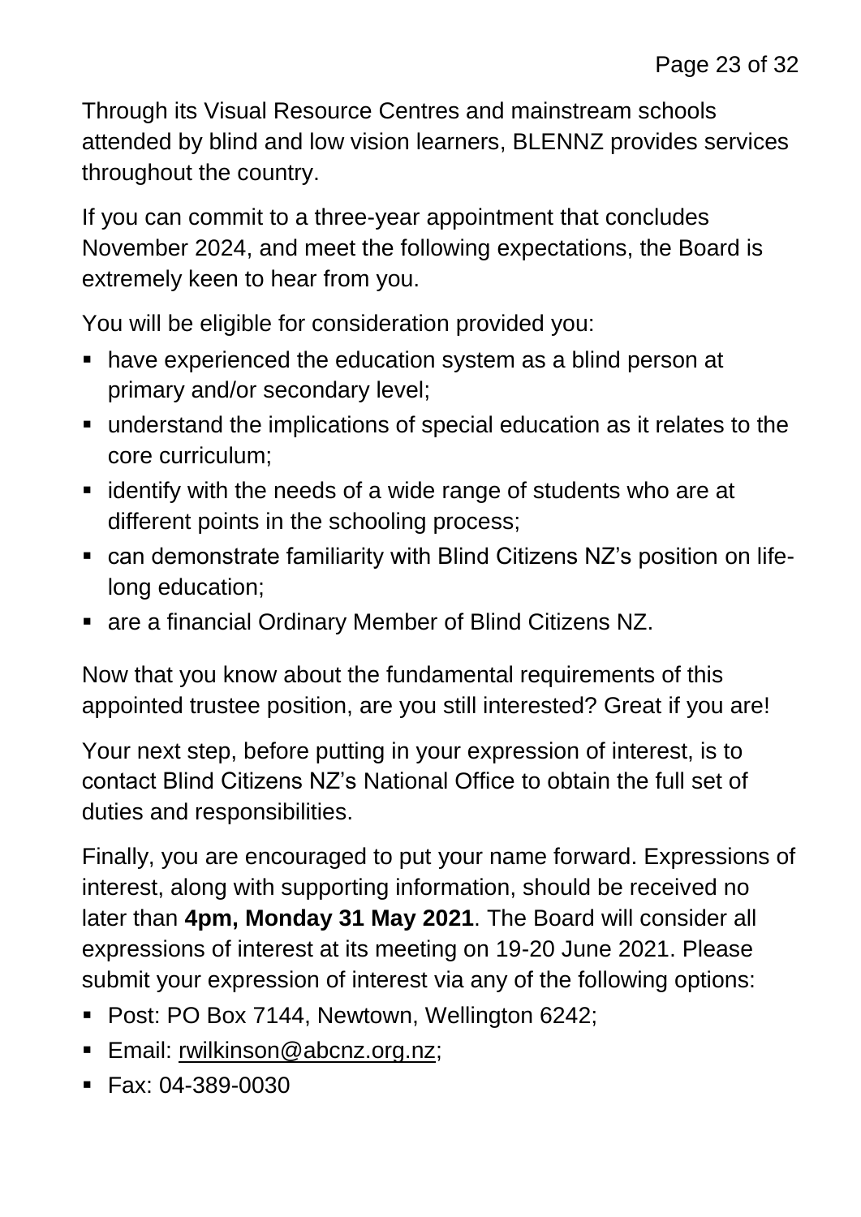Through its Visual Resource Centres and mainstream schools attended by blind and low vision learners, BLENNZ provides services throughout the country.

If you can commit to a three-year appointment that concludes November 2024, and meet the following expectations, the Board is extremely keen to hear from you.

You will be eligible for consideration provided you:

- have experienced the education system as a blind person at primary and/or secondary level;
- understand the implications of special education as it relates to the core curriculum;
- identify with the needs of a wide range of students who are at different points in the schooling process;
- can demonstrate familiarity with Blind Citizens NZ's position on life-long education;
- are a financial Ordinary Member of Blind Citizens NZ.

Now that you know about the fundamental requirements of this appointed trustee position, are you still interested? Great if you are!

Your next step, before putting in your expression of interest, is to contact Blind Citizens NZ's National Office to obtain the full set of duties and responsibilities.

Finally, you are encouraged to put your name forward. Expressions of interest, along with supporting information, should be received no later than **4pm, Monday 31 May 2021**. The Board will consider all expressions of interest at its meeting on 19-20 June 2021. Please submit your expression of interest via any of the following options:

- Post: PO Box 7144, Newtown, Wellington 6242;
- Email: rwilkinson@abcnz.org.nz;
- Fax: 04-389-0030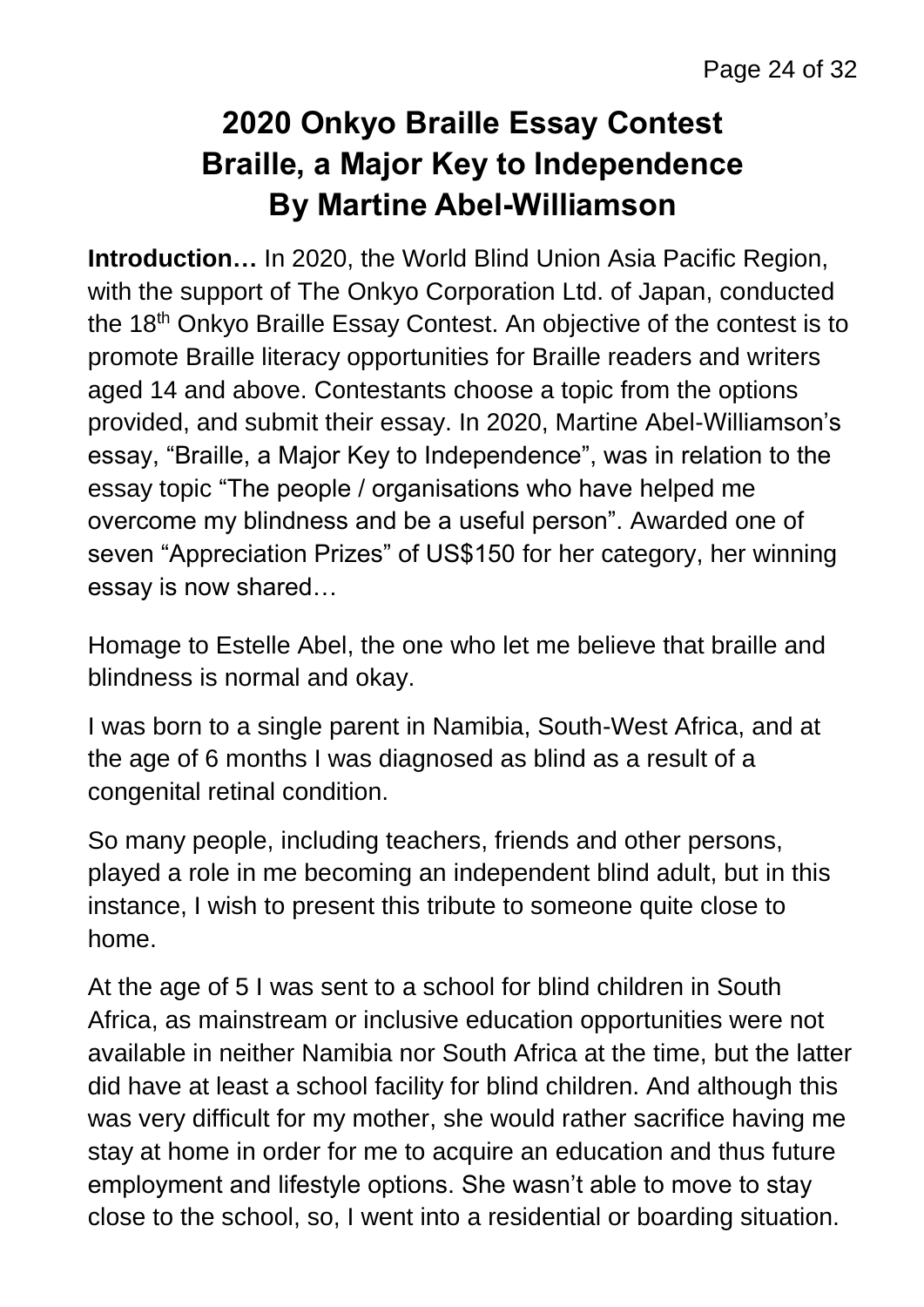# 2020 Onkyo Braille Essay Contest
# Braille, a Major Key to Independence
# By Martine Abel-Williamson

**Introduction…** In 2020, the World Blind Union Asia Pacific Region, with the support of The Onkyo Corporation Ltd. of Japan, conducted the 18th Onkyo Braille Essay Contest. An objective of the contest is to promote Braille literacy opportunities for Braille readers and writers aged 14 and above. Contestants choose a topic from the options provided, and submit their essay. In 2020, Martine Abel-Williamson's essay, "Braille, a Major Key to Independence", was in relation to the essay topic "The people / organisations who have helped me overcome my blindness and be a useful person". Awarded one of seven "Appreciation Prizes" of US$150 for her category, her winning essay is now shared…

Homage to Estelle Abel, the one who let me believe that braille and blindness is normal and okay.

I was born to a single parent in Namibia, South-West Africa, and at the age of 6 months I was diagnosed as blind as a result of a congenital retinal condition.

So many people, including teachers, friends and other persons, played a role in me becoming an independent blind adult, but in this instance, I wish to present this tribute to someone quite close to home.

At the age of 5 I was sent to a school for blind children in South Africa, as mainstream or inclusive education opportunities were not available in neither Namibia nor South Africa at the time, but the latter did have at least a school facility for blind children. And although this was very difficult for my mother, she would rather sacrifice having me stay at home in order for me to acquire an education and thus future employment and lifestyle options. She wasn't able to move to stay close to the school, so, I went into a residential or boarding situation.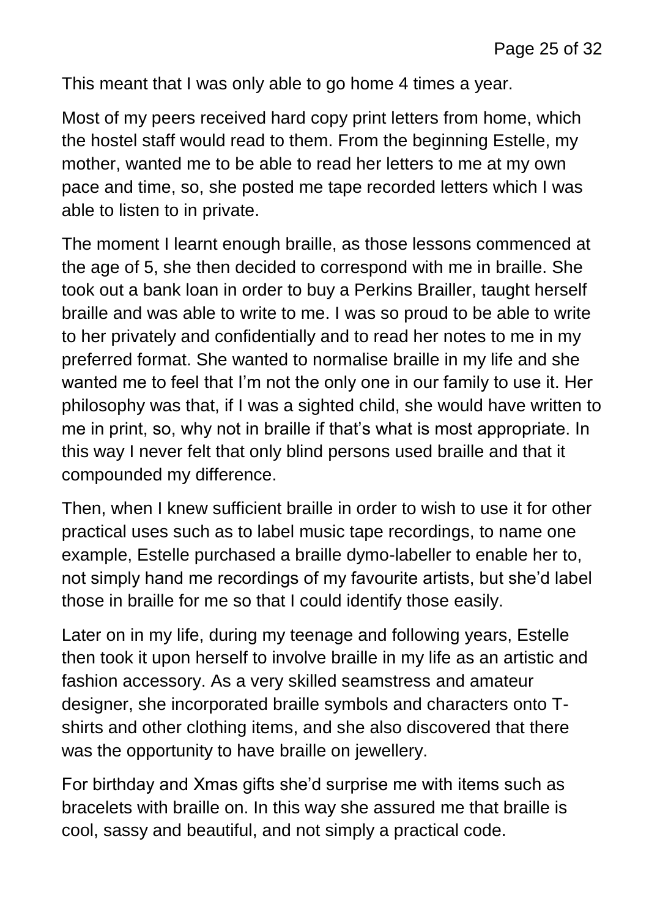This meant that I was only able to go home 4 times a year.

Most of my peers received hard copy print letters from home, which the hostel staff would read to them. From the beginning Estelle, my mother, wanted me to be able to read her letters to me at my own pace and time, so, she posted me tape recorded letters which I was able to listen to in private.

The moment I learnt enough braille, as those lessons commenced at the age of 5, she then decided to correspond with me in braille. She took out a bank loan in order to buy a Perkins Brailler, taught herself braille and was able to write to me. I was so proud to be able to write to her privately and confidentially and to read her notes to me in my preferred format. She wanted to normalise braille in my life and she wanted me to feel that I'm not the only one in our family to use it. Her philosophy was that, if I was a sighted child, she would have written to me in print, so, why not in braille if that's what is most appropriate. In this way I never felt that only blind persons used braille and that it compounded my difference.

Then, when I knew sufficient braille in order to wish to use it for other practical uses such as to label music tape recordings, to name one example, Estelle purchased a braille dymo-labeller to enable her to, not simply hand me recordings of my favourite artists, but she'd label those in braille for me so that I could identify those easily.

Later on in my life, during my teenage and following years, Estelle then took it upon herself to involve braille in my life as an artistic and fashion accessory. As a very skilled seamstress and amateur designer, she incorporated braille symbols and characters onto T-shirts and other clothing items, and she also discovered that there was the opportunity to have braille on jewellery.

For birthday and Xmas gifts she'd surprise me with items such as bracelets with braille on. In this way she assured me that braille is cool, sassy and beautiful, and not simply a practical code.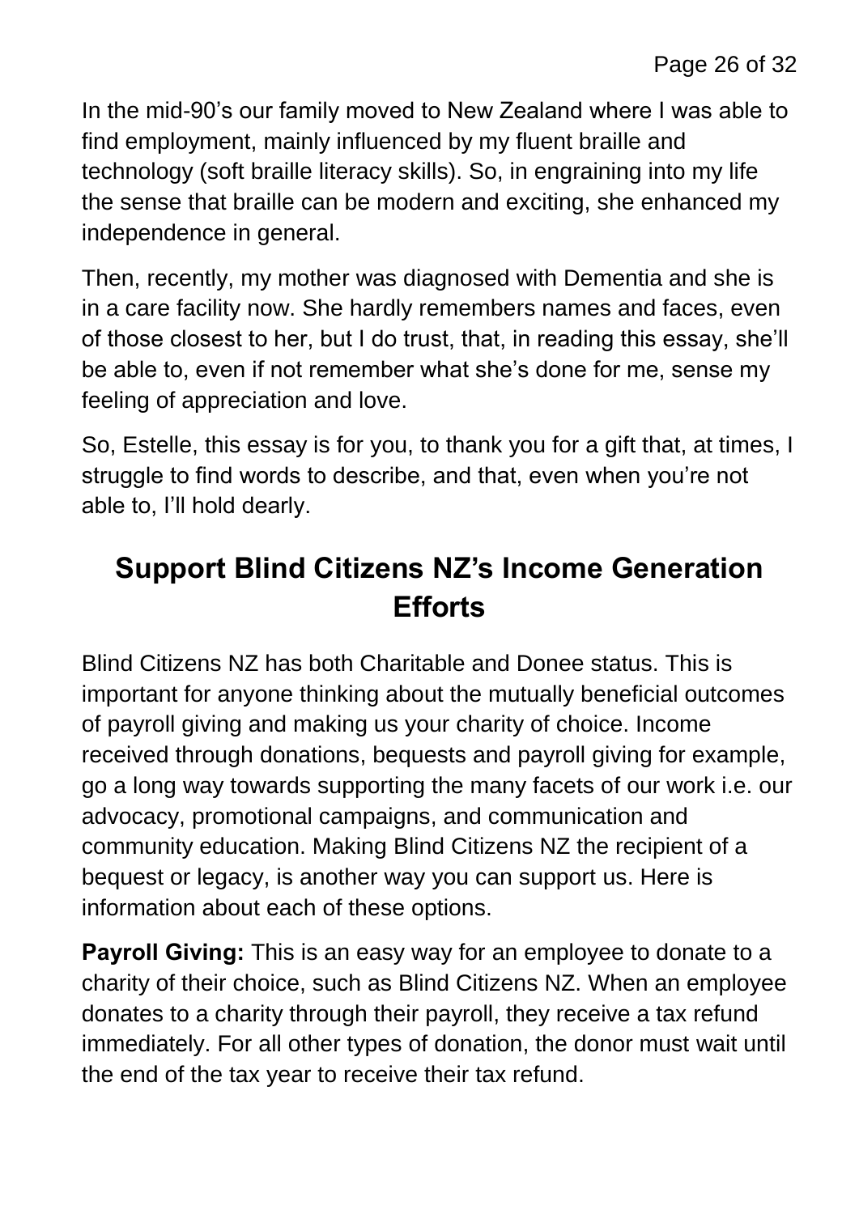In the mid-90's our family moved to New Zealand where I was able to find employment, mainly influenced by my fluent braille and technology (soft braille literacy skills). So, in engraining into my life the sense that braille can be modern and exciting, she enhanced my independence in general.

Then, recently, my mother was diagnosed with Dementia and she is in a care facility now. She hardly remembers names and faces, even of those closest to her, but I do trust, that, in reading this essay, she'll be able to, even if not remember what she's done for me, sense my feeling of appreciation and love.

So, Estelle, this essay is for you, to thank you for a gift that, at times, I struggle to find words to describe, and that, even when you're not able to, I'll hold dearly.

## Support Blind Citizens NZ's Income Generation Efforts

Blind Citizens NZ has both Charitable and Donee status. This is important for anyone thinking about the mutually beneficial outcomes of payroll giving and making us your charity of choice. Income received through donations, bequests and payroll giving for example, go a long way towards supporting the many facets of our work i.e. our advocacy, promotional campaigns, and communication and community education. Making Blind Citizens NZ the recipient of a bequest or legacy, is another way you can support us. Here is information about each of these options.

**Payroll Giving:** This is an easy way for an employee to donate to a charity of their choice, such as Blind Citizens NZ. When an employee donates to a charity through their payroll, they receive a tax refund immediately. For all other types of donation, the donor must wait until the end of the tax year to receive their tax refund.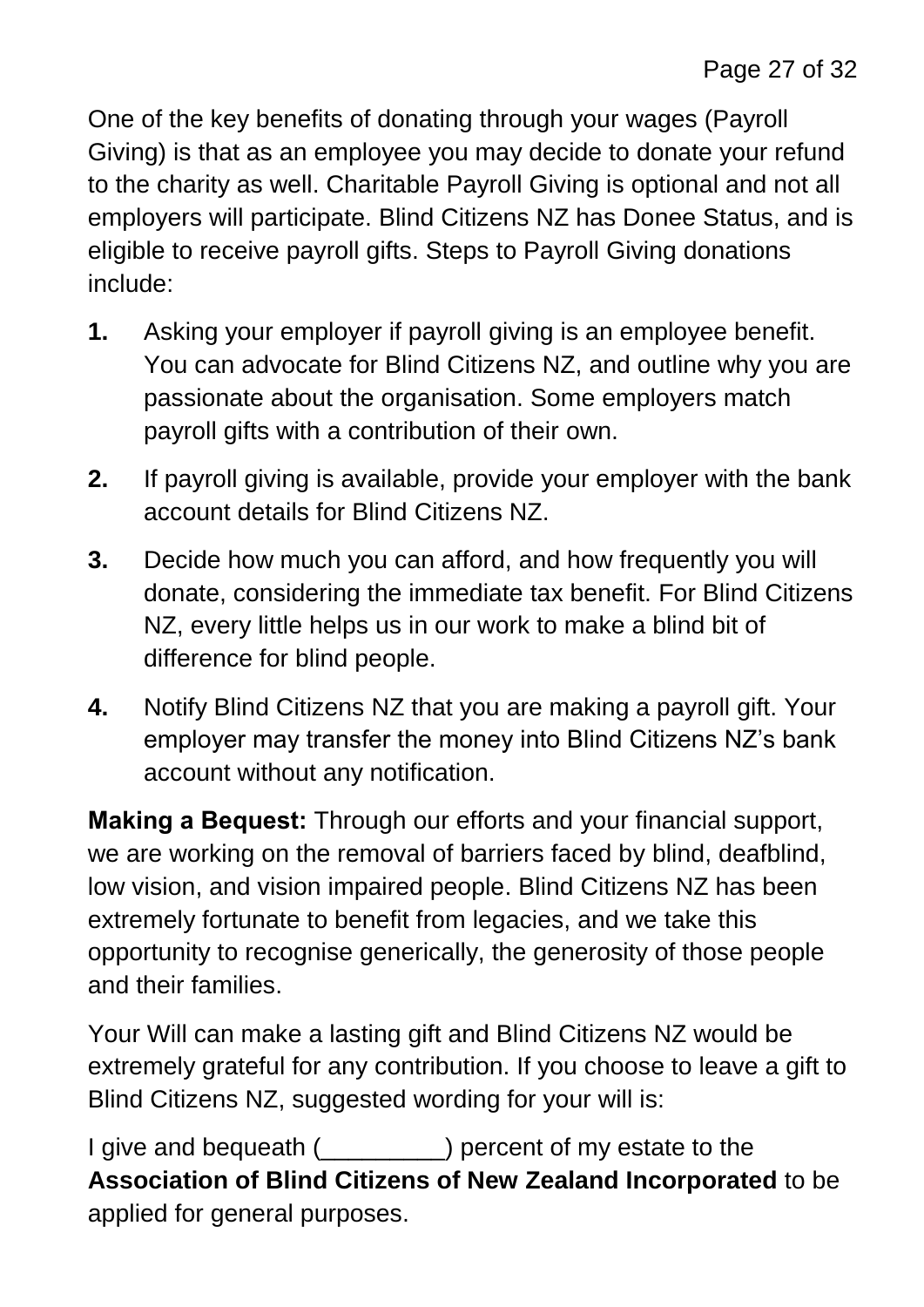One of the key benefits of donating through your wages (Payroll Giving) is that as an employee you may decide to donate your refund to the charity as well. Charitable Payroll Giving is optional and not all employers will participate. Blind Citizens NZ has Donee Status, and is eligible to receive payroll gifts. Steps to Payroll Giving donations include:

1. Asking your employer if payroll giving is an employee benefit. You can advocate for Blind Citizens NZ, and outline why you are passionate about the organisation. Some employers match payroll gifts with a contribution of their own.
2. If payroll giving is available, provide your employer with the bank account details for Blind Citizens NZ.
3. Decide how much you can afford, and how frequently you will donate, considering the immediate tax benefit. For Blind Citizens NZ, every little helps us in our work to make a blind bit of difference for blind people.
4. Notify Blind Citizens NZ that you are making a payroll gift. Your employer may transfer the money into Blind Citizens NZ's bank account without any notification.

**Making a Bequest:** Through our efforts and your financial support, we are working on the removal of barriers faced by blind, deafblind, low vision, and vision impaired people. Blind Citizens NZ has been extremely fortunate to benefit from legacies, and we take this opportunity to recognise generically, the generosity of those people and their families.

Your Will can make a lasting gift and Blind Citizens NZ would be extremely grateful for any contribution. If you choose to leave a gift to Blind Citizens NZ, suggested wording for your will is:

I give and bequeath (_________) percent of my estate to the **Association of Blind Citizens of New Zealand Incorporated** to be applied for general purposes.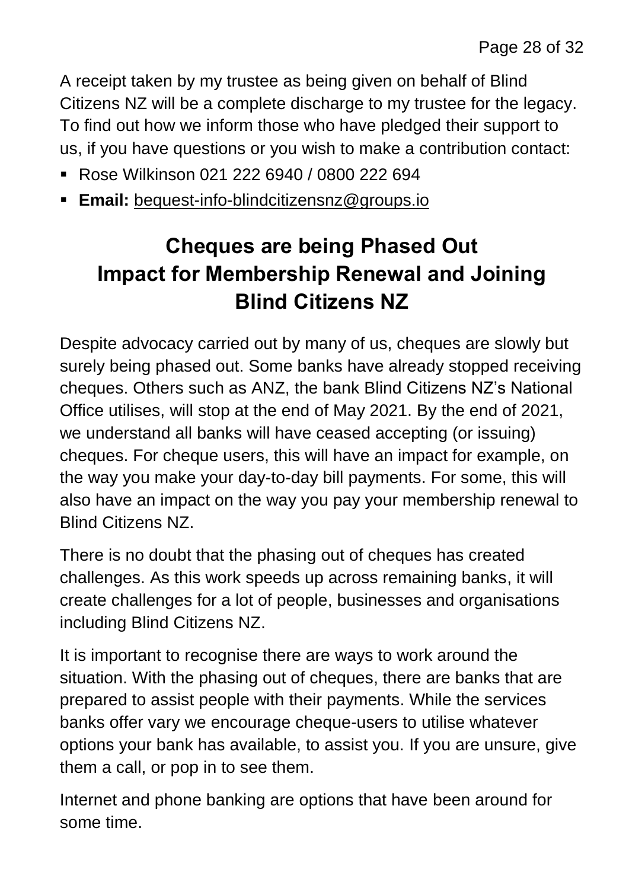A receipt taken by my trustee as being given on behalf of Blind Citizens NZ will be a complete discharge to my trustee for the legacy. To find out how we inform those who have pledged their support to us, if you have questions or you wish to make a contribution contact:

- Rose Wilkinson 021 222 6940 / 0800 222 694
- **Email:** bequest-info-blindcitizensnz@groups.io

## Cheques are being Phased Out Impact for Membership Renewal and Joining Blind Citizens NZ

Despite advocacy carried out by many of us, cheques are slowly but surely being phased out. Some banks have already stopped receiving cheques. Others such as ANZ, the bank Blind Citizens NZ's National Office utilises, will stop at the end of May 2021. By the end of 2021, we understand all banks will have ceased accepting (or issuing) cheques. For cheque users, this will have an impact for example, on the way you make your day-to-day bill payments. For some, this will also have an impact on the way you pay your membership renewal to Blind Citizens NZ.

There is no doubt that the phasing out of cheques has created challenges. As this work speeds up across remaining banks, it will create challenges for a lot of people, businesses and organisations including Blind Citizens NZ.

It is important to recognise there are ways to work around the situation. With the phasing out of cheques, there are banks that are prepared to assist people with their payments. While the services banks offer vary we encourage cheque-users to utilise whatever options your bank has available, to assist you. If you are unsure, give them a call, or pop in to see them.

Internet and phone banking are options that have been around for some time.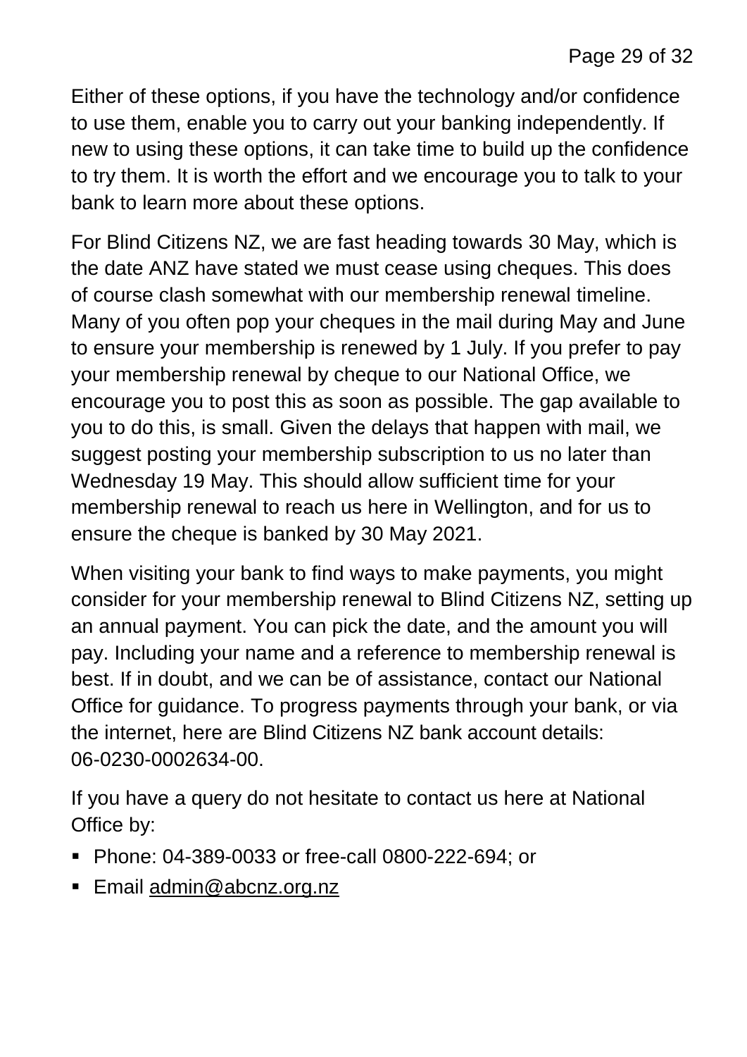Either of these options, if you have the technology and/or confidence to use them, enable you to carry out your banking independently. If new to using these options, it can take time to build up the confidence to try them. It is worth the effort and we encourage you to talk to your bank to learn more about these options.

For Blind Citizens NZ, we are fast heading towards 30 May, which is the date ANZ have stated we must cease using cheques. This does of course clash somewhat with our membership renewal timeline. Many of you often pop your cheques in the mail during May and June to ensure your membership is renewed by 1 July. If you prefer to pay your membership renewal by cheque to our National Office, we encourage you to post this as soon as possible. The gap available to you to do this, is small. Given the delays that happen with mail, we suggest posting your membership subscription to us no later than Wednesday 19 May. This should allow sufficient time for your membership renewal to reach us here in Wellington, and for us to ensure the cheque is banked by 30 May 2021.

When visiting your bank to find ways to make payments, you might consider for your membership renewal to Blind Citizens NZ, setting up an annual payment. You can pick the date, and the amount you will pay. Including your name and a reference to membership renewal is best. If in doubt, and we can be of assistance, contact our National Office for guidance. To progress payments through your bank, or via the internet, here are Blind Citizens NZ bank account details: 06-0230-0002634-00.

If you have a query do not hesitate to contact us here at National Office by:

- Phone: 04-389-0033 or free-call 0800-222-694; or
- Email admin@abcnz.org.nz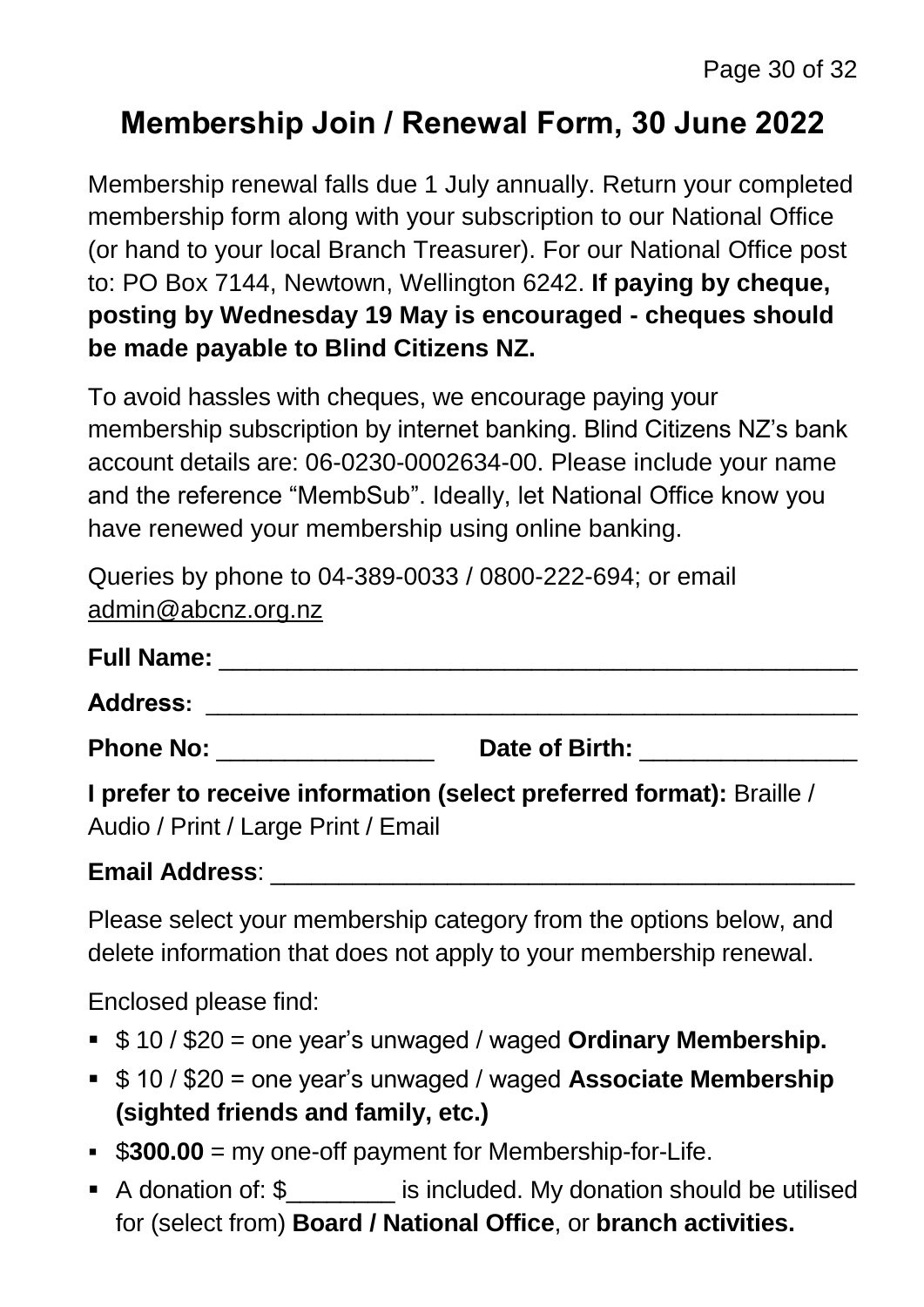# Membership Join / Renewal Form, 30 June 2022

Membership renewal falls due 1 July annually. Return your completed membership form along with your subscription to our National Office (or hand to your local Branch Treasurer). For our National Office post to: PO Box 7144, Newtown, Wellington 6242. **If paying by cheque, posting by Wednesday 19 May is encouraged - cheques should be made payable to Blind Citizens NZ.**

To avoid hassles with cheques, we encourage paying your membership subscription by internet banking. Blind Citizens NZ's bank account details are: 06-0230-0002634-00. Please include your name and the reference "MembSub". Ideally, let National Office know you have renewed your membership using online banking.

Queries by phone to 04-389-0033 / 0800-222-694; or email admin@abcnz.org.nz

**Full Name:** ______________________________________________

**Address:** ______________________________________________

**Phone No:** ________________ **Date of Birth:** ________________

**I prefer to receive information (select preferred format):** Braille / Audio / Print / Large Print / Email

**Email Address**: ________________________________________

Please select your membership category from the options below, and delete information that does not apply to your membership renewal.

Enclosed please find:

- $ 10 / $20 = one year's unwaged / waged **Ordinary Membership.**
- $ 10 / $20 = one year's unwaged / waged **Associate Membership (sighted friends and family, etc.)**
- $**300.00** = my one-off payment for Membership-for-Life.
- A donation of: $________ is included. My donation should be utilised for (select from) **Board / National Office**, or **branch activities.**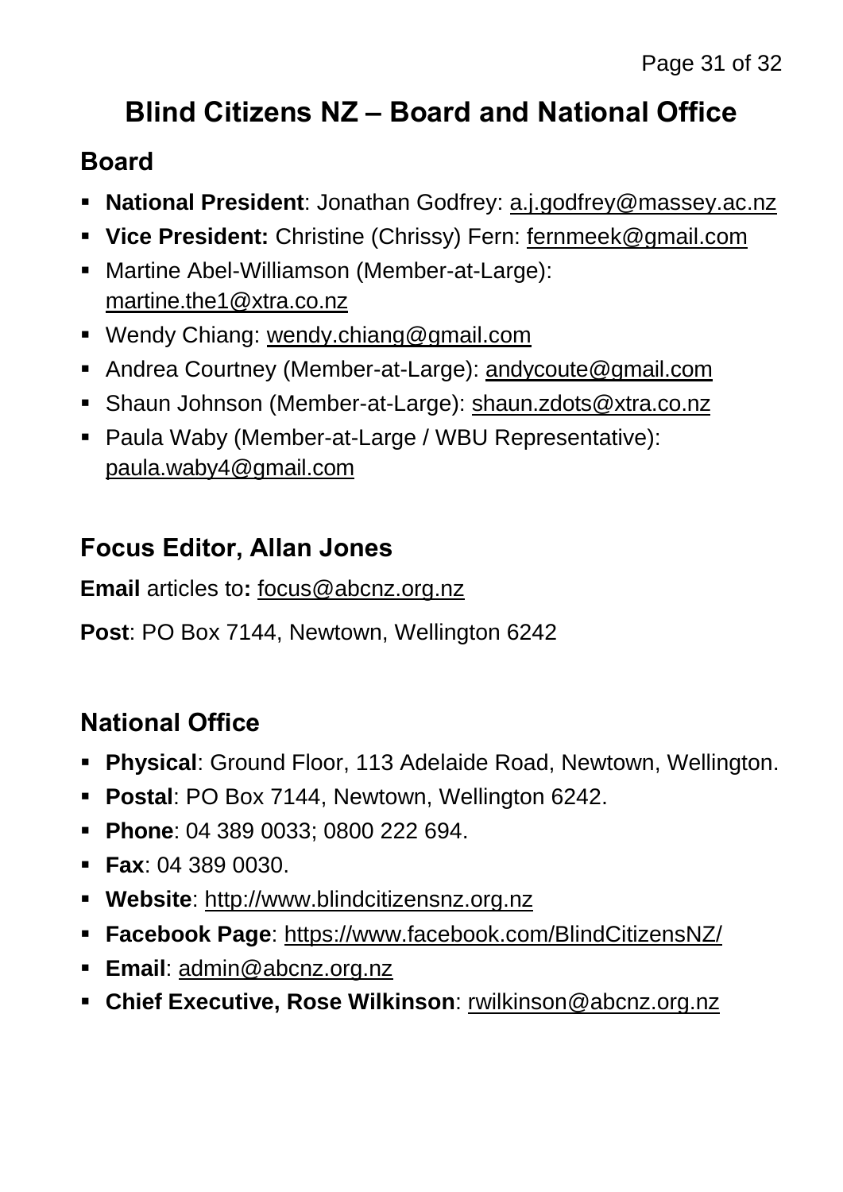# Blind Citizens NZ – Board and National Office

## Board

- **National President**: Jonathan Godfrey: a.j.godfrey@massey.ac.nz
- **Vice President:** Christine (Chrissy) Fern: fernmeek@gmail.com
- Martine Abel-Williamson (Member-at-Large): martine.the1@xtra.co.nz
- Wendy Chiang: wendy.chiang@gmail.com
- Andrea Courtney (Member-at-Large): andycoute@gmail.com
- Shaun Johnson (Member-at-Large): shaun.zdots@xtra.co.nz
- Paula Waby (Member-at-Large / WBU Representative): paula.waby4@gmail.com

## Focus Editor, Allan Jones

**Email** articles to**:** focus@abcnz.org.nz

**Post**: PO Box 7144, Newtown, Wellington 6242

## National Office

- **Physical**: Ground Floor, 113 Adelaide Road, Newtown, Wellington.
- **Postal**: PO Box 7144, Newtown, Wellington 6242.
- **Phone**: 04 389 0033; 0800 222 694.
- **Fax**: 04 389 0030.
- **Website**: http://www.blindcitizensnz.org.nz
- **Facebook Page**: https://www.facebook.com/BlindCitizensNZ/
- **Email**: admin@abcnz.org.nz
- **Chief Executive, Rose Wilkinson**: rwilkinson@abcnz.org.nz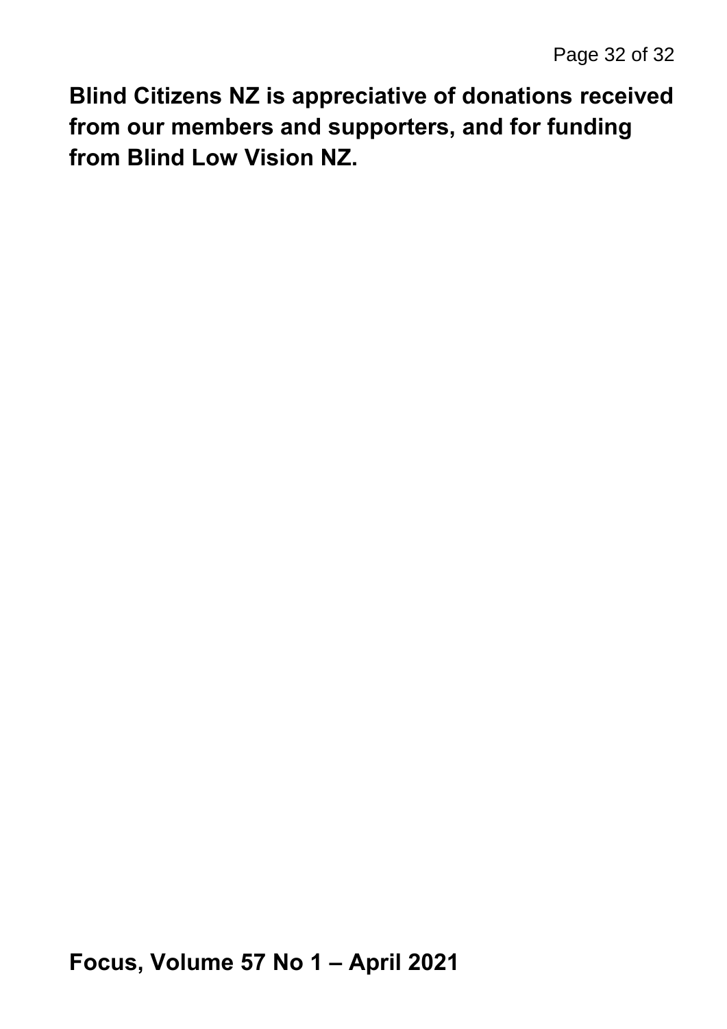**Blind Citizens NZ is appreciative of donations received from our members and supporters, and for funding from Blind Low Vision NZ.**